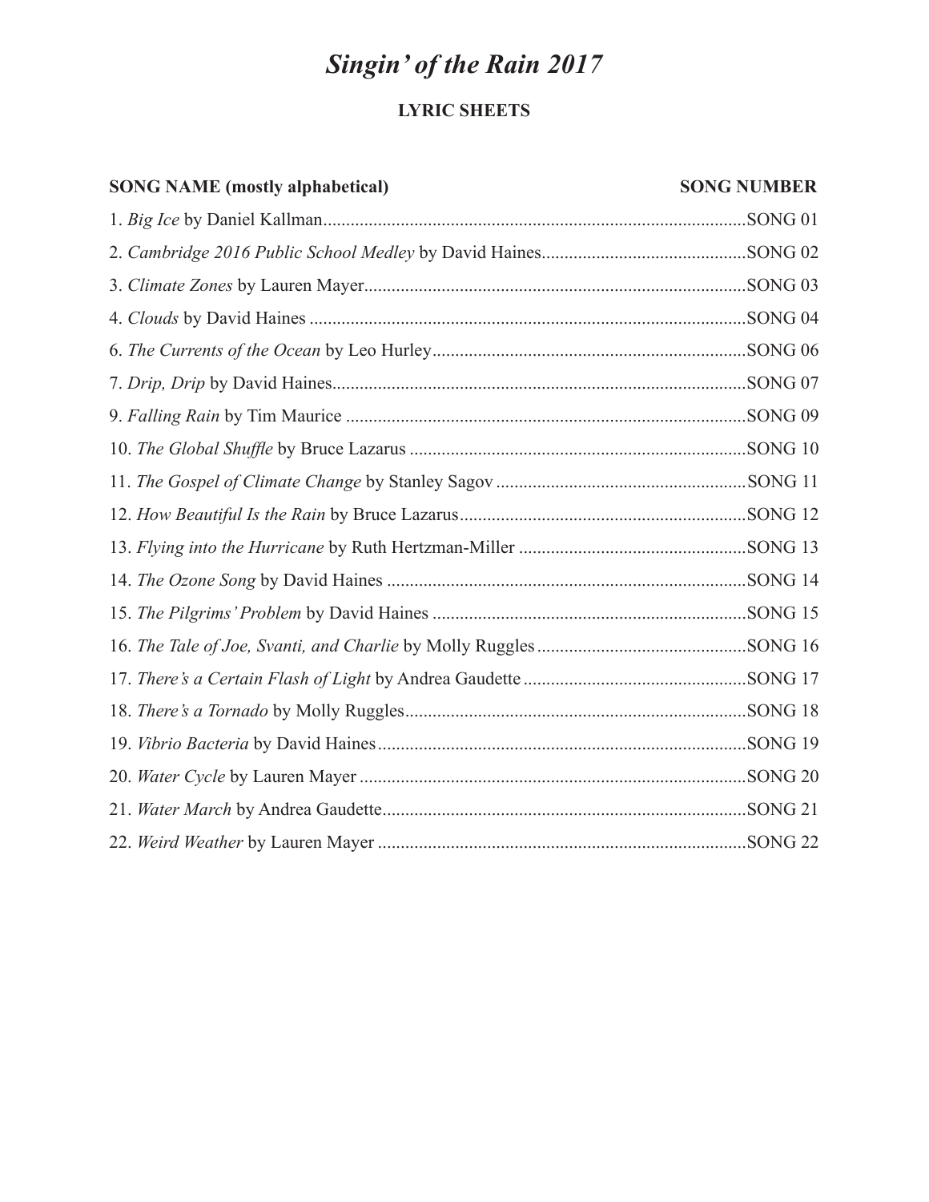# *Singin' of the Rain 2017*

## LYRIC SHEETS

| SONG NAME (mostly alphabetical) | SONG NUMBER |
|---|---|
| 1. *Big Ice* by Daniel Kallman | SONG 01 |
| 2. *Cambridge 2016 Public School Medley* by David Haines | SONG 02 |
| 3. *Climate Zones* by Lauren Mayer | SONG 03 |
| 4. *Clouds* by David Haines | SONG 04 |
| 6. *The Currents of the Ocean* by Leo Hurley | SONG 06 |
| 7. *Drip, Drip* by David Haines | SONG 07 |
| 9. *Falling Rain* by Tim Maurice | SONG 09 |
| 10. *The Global Shuffle* by Bruce Lazarus | SONG 10 |
| 11. *The Gospel of Climate Change* by Stanley Sagov | SONG 11 |
| 12. *How Beautiful Is the Rain* by Bruce Lazarus | SONG 12 |
| 13. *Flying into the Hurricane* by Ruth Hertzman-Miller | SONG 13 |
| 14. *The Ozone Song* by David Haines | SONG 14 |
| 15. *The Pilgrims' Problem* by David Haines | SONG 15 |
| 16. *The Tale of Joe, Svanti, and Charlie* by Molly Ruggles | SONG 16 |
| 17. *There's a Certain Flash of Light* by Andrea Gaudette | SONG 17 |
| 18. *There's a Tornado* by Molly Ruggles | SONG 18 |
| 19. *Vibrio Bacteria* by David Haines | SONG 19 |
| 20. *Water Cycle* by Lauren Mayer | SONG 20 |
| 21. *Water March* by Andrea Gaudette | SONG 21 |
| 22. *Weird Weather* by Lauren Mayer | SONG 22 |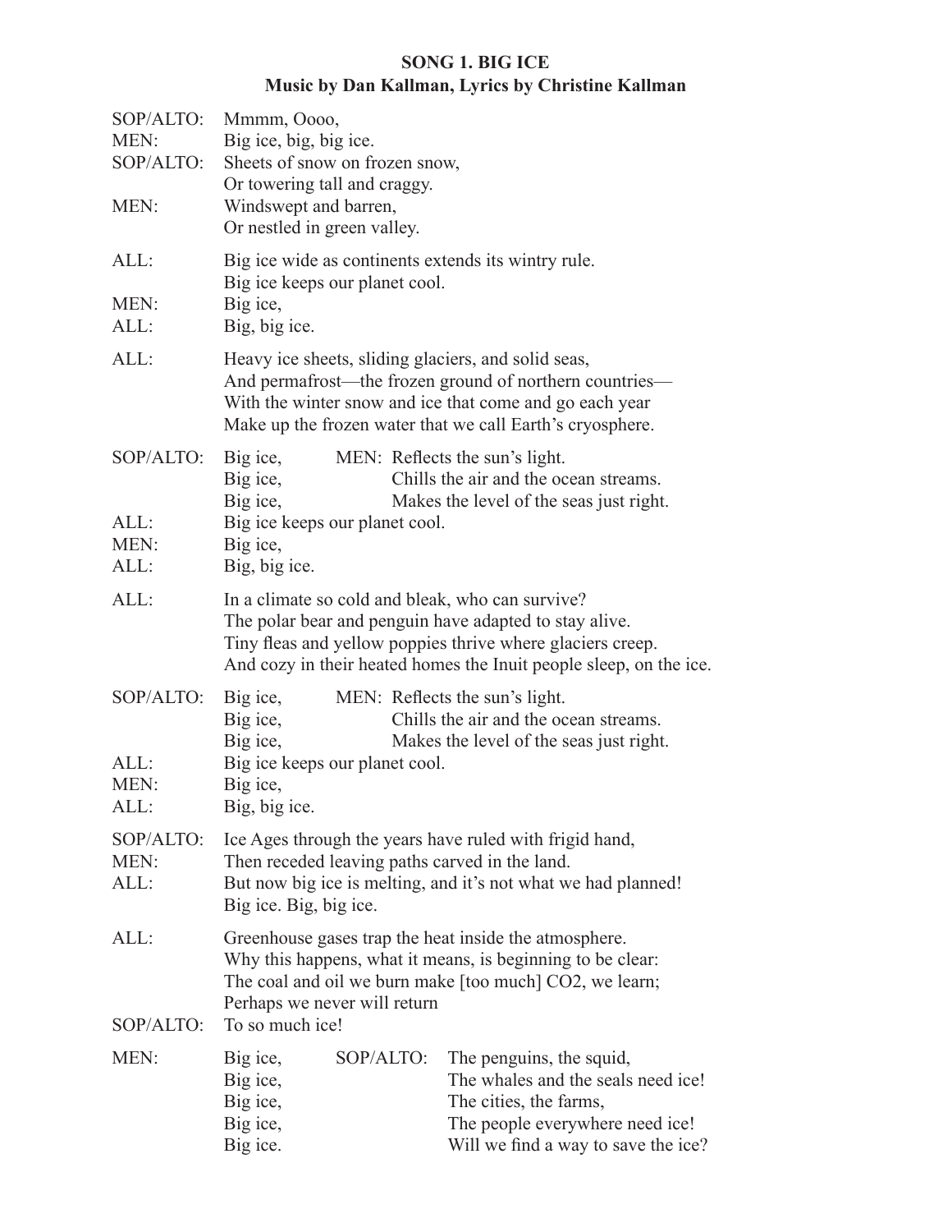## SONG 1. BIG ICE
### Music by Dan Kallman, Lyrics by Christine Kallman

SOP/ALTO: Mmmm, Oooo,
MEN: Big ice, big, big ice.
SOP/ALTO: Sheets of snow on frozen snow,
Or towering tall and craggy.
MEN: Windswept and barren,
Or nestled in green valley.

ALL: Big ice wide as continents extends its wintry rule.
Big ice keeps our planet cool.
MEN: Big ice,
ALL: Big, big ice.

ALL: Heavy ice sheets, sliding glaciers, and solid seas,
And permafrost—the frozen ground of northern countries—
With the winter snow and ice that come and go each year
Make up the frozen water that we call Earth's cryosphere.

SOP/ALTO: Big ice, MEN: Reflects the sun's light.
Big ice, Chills the air and the ocean streams.
Big ice, Makes the level of the seas just right.
ALL: Big ice keeps our planet cool.
MEN: Big ice,
ALL: Big, big ice.

ALL: In a climate so cold and bleak, who can survive?
The polar bear and penguin have adapted to stay alive.
Tiny fleas and yellow poppies thrive where glaciers creep.
And cozy in their heated homes the Inuit people sleep, on the ice.

SOP/ALTO: Big ice, MEN: Reflects the sun's light.
Big ice, Chills the air and the ocean streams.
Big ice, Makes the level of the seas just right.
ALL: Big ice keeps our planet cool.
MEN: Big ice,
ALL: Big, big ice.

SOP/ALTO: Ice Ages through the years have ruled with frigid hand,
MEN: Then receded leaving paths carved in the land.
ALL: But now big ice is melting, and it's not what we had planned!
Big ice. Big, big ice.

ALL: Greenhouse gases trap the heat inside the atmosphere.
Why this happens, what it means, is beginning to be clear:
The coal and oil we burn make [too much] $CO_2$, we learn;
Perhaps we never will return
SOP/ALTO: To so much ice!

MEN: Big ice, SOP/ALTO: The penguins, the squid,
Big ice, The whales and the seals need ice!
Big ice, The cities, the farms,
Big ice, The people everywhere need ice!
Big ice. Will we find a way to save the ice?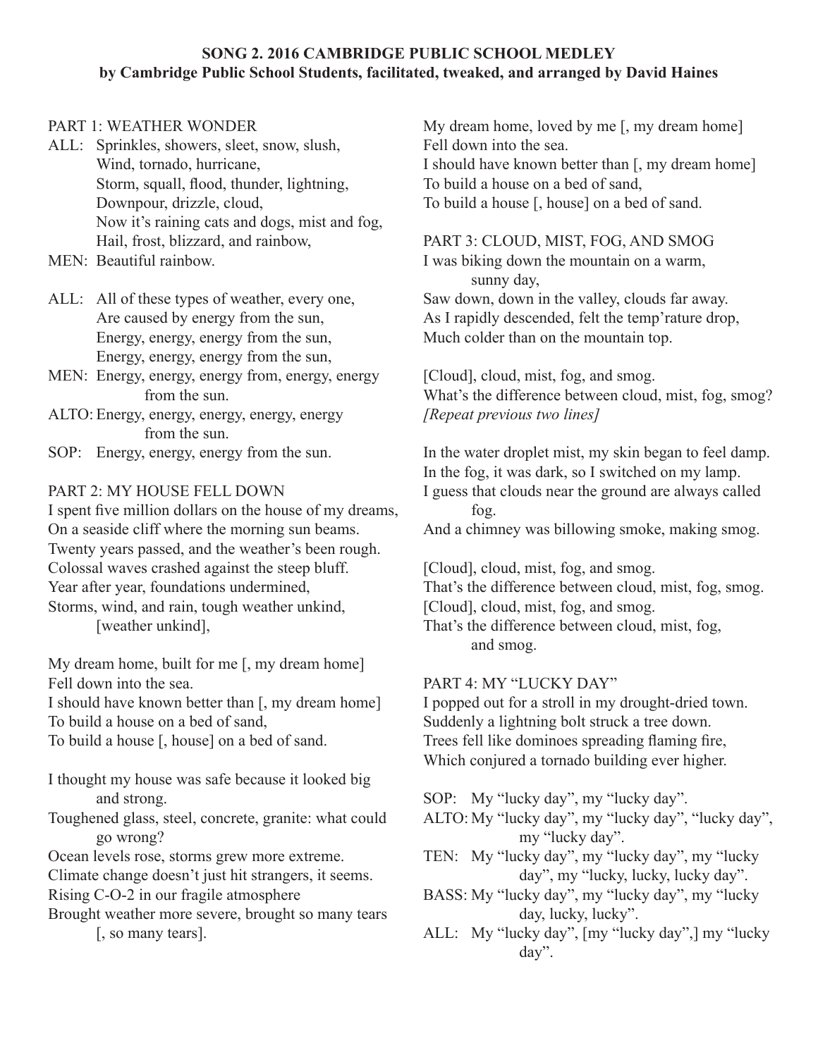**SONG 2. 2016 CAMBRIDGE PUBLIC SCHOOL MEDLEY**
**by Cambridge Public School Students, facilitated, tweaked, and arranged by David Haines**

PART 1: WEATHER WONDER

ALL: Sprinkles, showers, sleet, snow, slush,
Wind, tornado, hurricane,
Storm, squall, flood, thunder, lightning,
Downpour, drizzle, cloud,
Now it's raining cats and dogs, mist and fog,
Hail, frost, blizzard, and rainbow,

MEN: Beautiful rainbow.

ALL: All of these types of weather, every one,
Are caused by energy from the sun,
Energy, energy, energy from the sun,
Energy, energy, energy from the sun,

MEN: Energy, energy, energy from, energy, energy from the sun.

ALTO: Energy, energy, energy, energy, energy from the sun.

SOP: Energy, energy, energy from the sun.

PART 2: MY HOUSE FELL DOWN

I spent five million dollars on the house of my dreams,
On a seaside cliff where the morning sun beams.
Twenty years passed, and the weather's been rough.
Colossal waves crashed against the steep bluff.
Year after year, foundations undermined,
Storms, wind, and rain, tough weather unkind, [weather unkind],

My dream home, built for me [, my dream home]
Fell down into the sea.
I should have known better than [, my dream home]
To build a house on a bed of sand,
To build a house [, house] on a bed of sand.

I thought my house was safe because it looked big and strong.
Toughened glass, steel, concrete, granite: what could go wrong?
Ocean levels rose, storms grew more extreme.
Climate change doesn't just hit strangers, it seems.
Rising C-O-2 in our fragile atmosphere
Brought weather more severe, brought so many tears [, so many tears].

My dream home, loved by me [, my dream home]
Fell down into the sea.
I should have known better than [, my dream home]
To build a house on a bed of sand,
To build a house [, house] on a bed of sand.

PART 3: CLOUD, MIST, FOG, AND SMOG

I was biking down the mountain on a warm, sunny day,
Saw down, down in the valley, clouds far away.
As I rapidly descended, felt the temp'rature drop,
Much colder than on the mountain top.

[Cloud], cloud, mist, fog, and smog.
What's the difference between cloud, mist, fog, smog?
*[Repeat previous two lines]*

In the water droplet mist, my skin began to feel damp.
In the fog, it was dark, so I switched on my lamp.
I guess that clouds near the ground are always called fog.
And a chimney was billowing smoke, making smog.

[Cloud], cloud, mist, fog, and smog.
That's the difference between cloud, mist, fog, smog.
[Cloud], cloud, mist, fog, and smog.
That's the difference between cloud, mist, fog, and smog.

PART 4: MY "LUCKY DAY"

I popped out for a stroll in my drought-dried town.
Suddenly a lightning bolt struck a tree down.
Trees fell like dominoes spreading flaming fire,
Which conjured a tornado building ever higher.

SOP: My "lucky day", my "lucky day".

ALTO: My "lucky day", my "lucky day", "lucky day", my "lucky day".

TEN: My "lucky day", my "lucky day", my "lucky day", my "lucky, lucky, lucky day".

BASS: My "lucky day", my "lucky day", my "lucky day, lucky, lucky".

ALL: My "lucky day", [my "lucky day",] my "lucky day".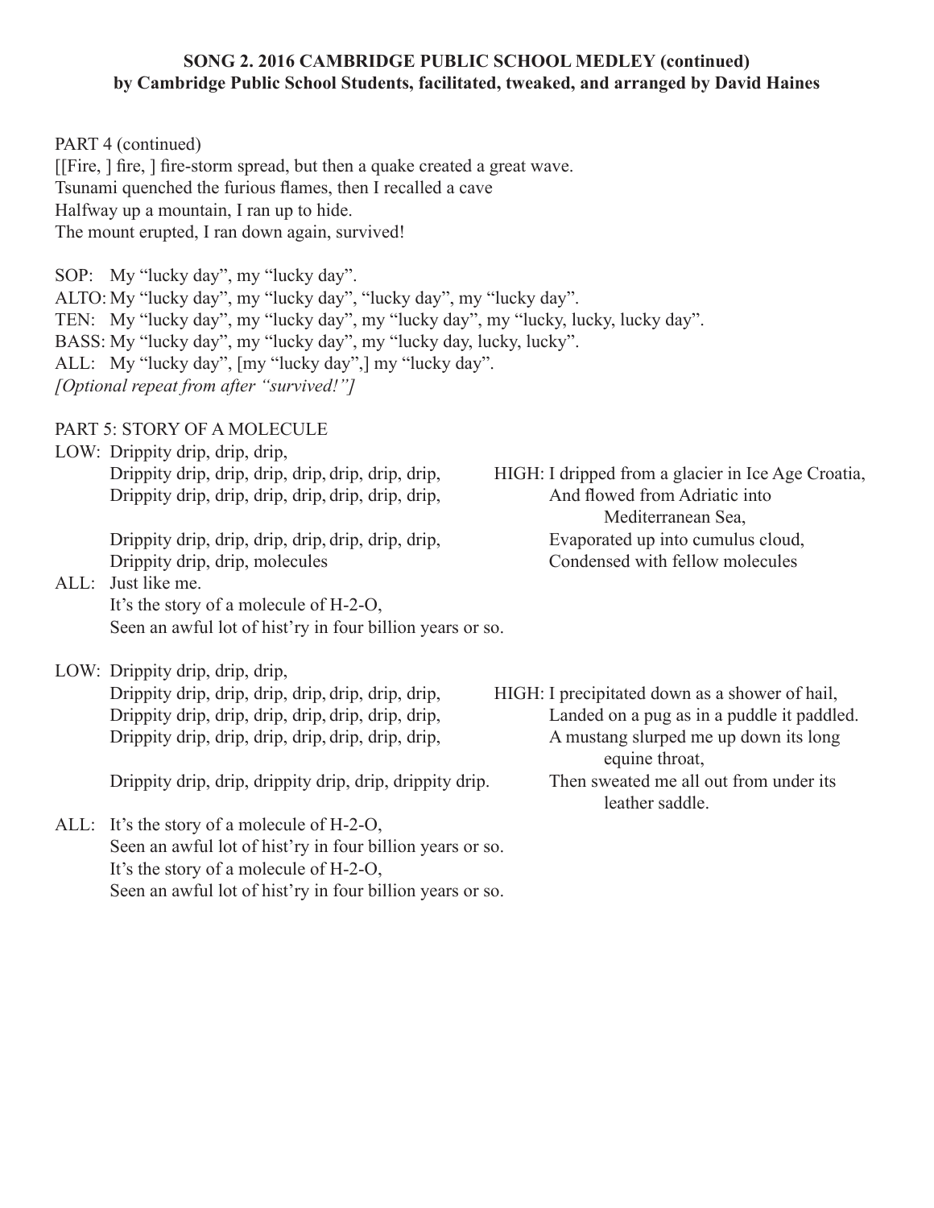**SONG 2. 2016 CAMBRIDGE PUBLIC SCHOOL MEDLEY (continued)**
**by Cambridge Public School Students, facilitated, tweaked, and arranged by David Haines**

PART 4 (continued)
[[Fire, ] fire, ] fire-storm spread, but then a quake created a great wave.
Tsunami quenched the furious flames, then I recalled a cave
Halfway up a mountain, I ran up to hide.
The mount erupted, I ran down again, survived!

SOP: My "lucky day", my "lucky day".
ALTO: My "lucky day", my "lucky day", "lucky day", my "lucky day".
TEN: My "lucky day", my "lucky day", my "lucky day", my "lucky, lucky, lucky day".
BASS: My "lucky day", my "lucky day", my "lucky day, lucky, lucky".
ALL: My "lucky day", [my "lucky day",] my "lucky day".
*[Optional repeat from after "survived!"]*

PART 5: STORY OF A MOLECULE

LOW: Drippity drip, drip, drip,
Drippity drip, drip, drip, drip, drip, drip, drip,
Drippity drip, drip, drip, drip, drip, drip, drip,
Drippity drip, drip, drip, drip, drip, drip, drip,
Drippity drip, drip, molecules

HIGH: I dripped from a glacier in Ice Age Croatia,
And flowed from Adriatic into Mediterranean Sea,
Evaporated up into cumulus cloud,
Condensed with fellow molecules

ALL: Just like me.
It's the story of a molecule of H-2-O,
Seen an awful lot of hist'ry in four billion years or so.

LOW: Drippity drip, drip, drip,
Drippity drip, drip, drip, drip, drip, drip, drip,
Drippity drip, drip, drip, drip, drip, drip, drip,
Drippity drip, drip, drip, drip, drip, drip, drip,
Drippity drip, drip, drippity drip, drip, drippity drip.

HIGH: I precipitated down as a shower of hail,
Landed on a pug as in a puddle it paddled.
A mustang slurped me up down its long equine throat,
Then sweated me all out from under its leather saddle.

ALL: It's the story of a molecule of H-2-O,
Seen an awful lot of hist'ry in four billion years or so.
It's the story of a molecule of H-2-O,
Seen an awful lot of hist'ry in four billion years or so.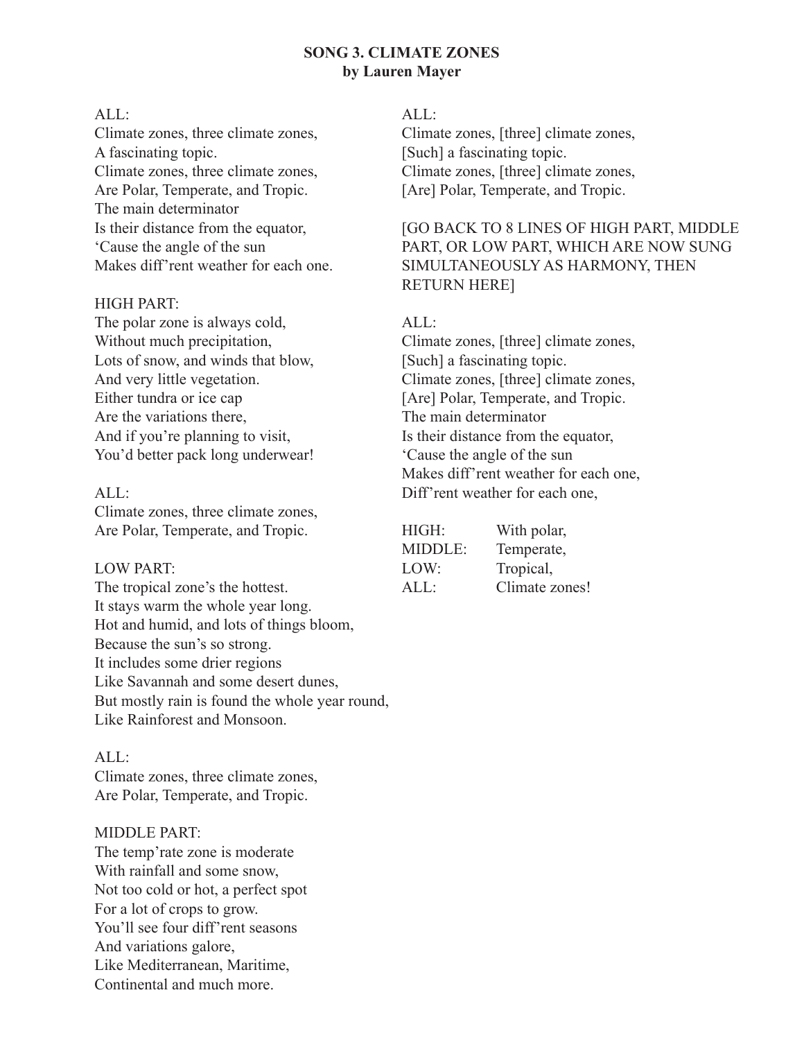**SONG 3. CLIMATE ZONES**
**by Lauren Mayer**

ALL:
Climate zones, three climate zones,
A fascinating topic.
Climate zones, three climate zones,
Are Polar, Temperate, and Tropic.
The main determinator
Is their distance from the equator,
'Cause the angle of the sun
Makes diff'rent weather for each one.

HIGH PART:
The polar zone is always cold,
Without much precipitation,
Lots of snow, and winds that blow,
And very little vegetation.
Either tundra or ice cap
Are the variations there,
And if you're planning to visit,
You'd better pack long underwear!

ALL:
Climate zones, three climate zones,
Are Polar, Temperate, and Tropic.

LOW PART:
The tropical zone's the hottest.
It stays warm the whole year long.
Hot and humid, and lots of things bloom,
Because the sun's so strong.
It includes some drier regions
Like Savannah and some desert dunes,
But mostly rain is found the whole year round,
Like Rainforest and Monsoon.

ALL:
Climate zones, three climate zones,
Are Polar, Temperate, and Tropic.

MIDDLE PART:
The temp'rate zone is moderate
With rainfall and some snow,
Not too cold or hot, a perfect spot
For a lot of crops to grow.
You'll see four diff'rent seasons
And variations galore,
Like Mediterranean, Maritime,
Continental and much more.

ALL:
Climate zones, [three] climate zones,
[Such] a fascinating topic.
Climate zones, [three] climate zones,
[Are] Polar, Temperate, and Tropic.

[GO BACK TO 8 LINES OF HIGH PART, MIDDLE PART, OR LOW PART, WHICH ARE NOW SUNG SIMULTANEOUSLY AS HARMONY, THEN RETURN HERE]

ALL:
Climate zones, [three] climate zones,
[Such] a fascinating topic.
Climate zones, [three] climate zones,
[Are] Polar, Temperate, and Tropic.
The main determinator
Is their distance from the equator,
'Cause the angle of the sun
Makes diff'rent weather for each one,
Diff'rent weather for each one,

HIGH: With polar,
MIDDLE: Temperate,
LOW: Tropical,
ALL: Climate zones!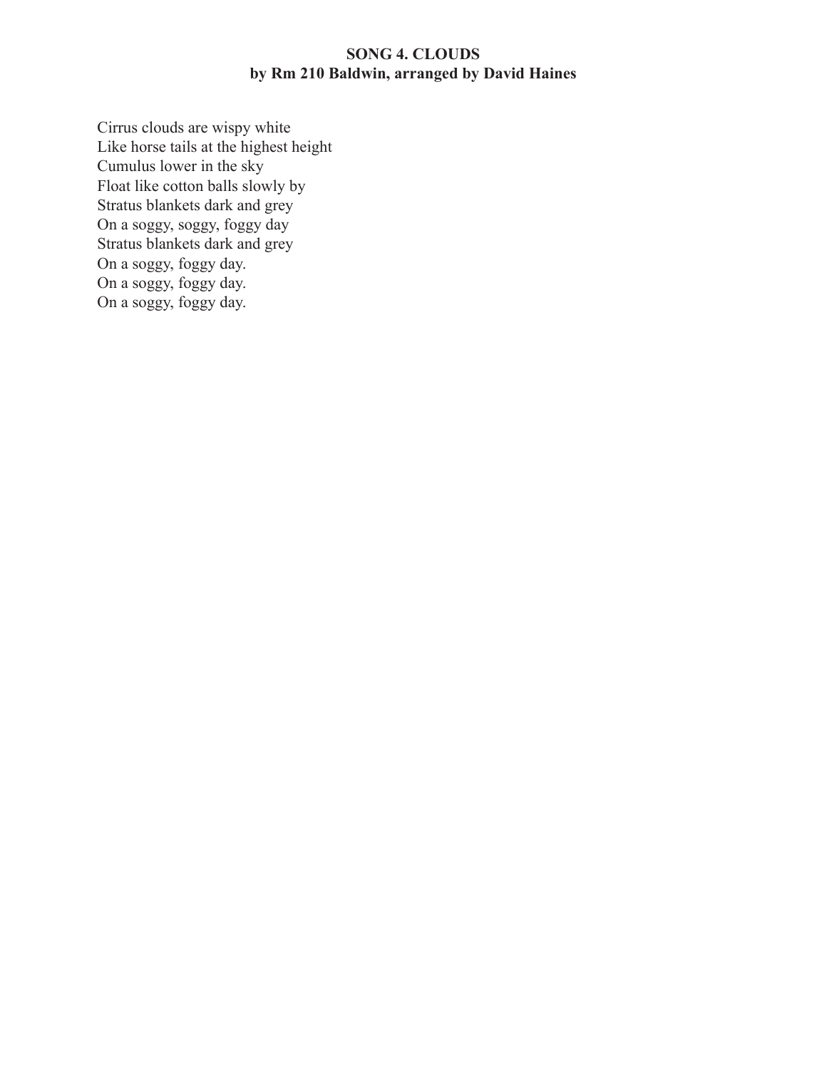**SONG 4. CLOUDS**
**by Rm 210 Baldwin, arranged by David Haines**

Cirrus clouds are wispy white
Like horse tails at the highest height
Cumulus lower in the sky
Float like cotton balls slowly by
Stratus blankets dark and grey
On a soggy, soggy, foggy day
Stratus blankets dark and grey
On a soggy, foggy day.
On a soggy, foggy day.
On a soggy, foggy day.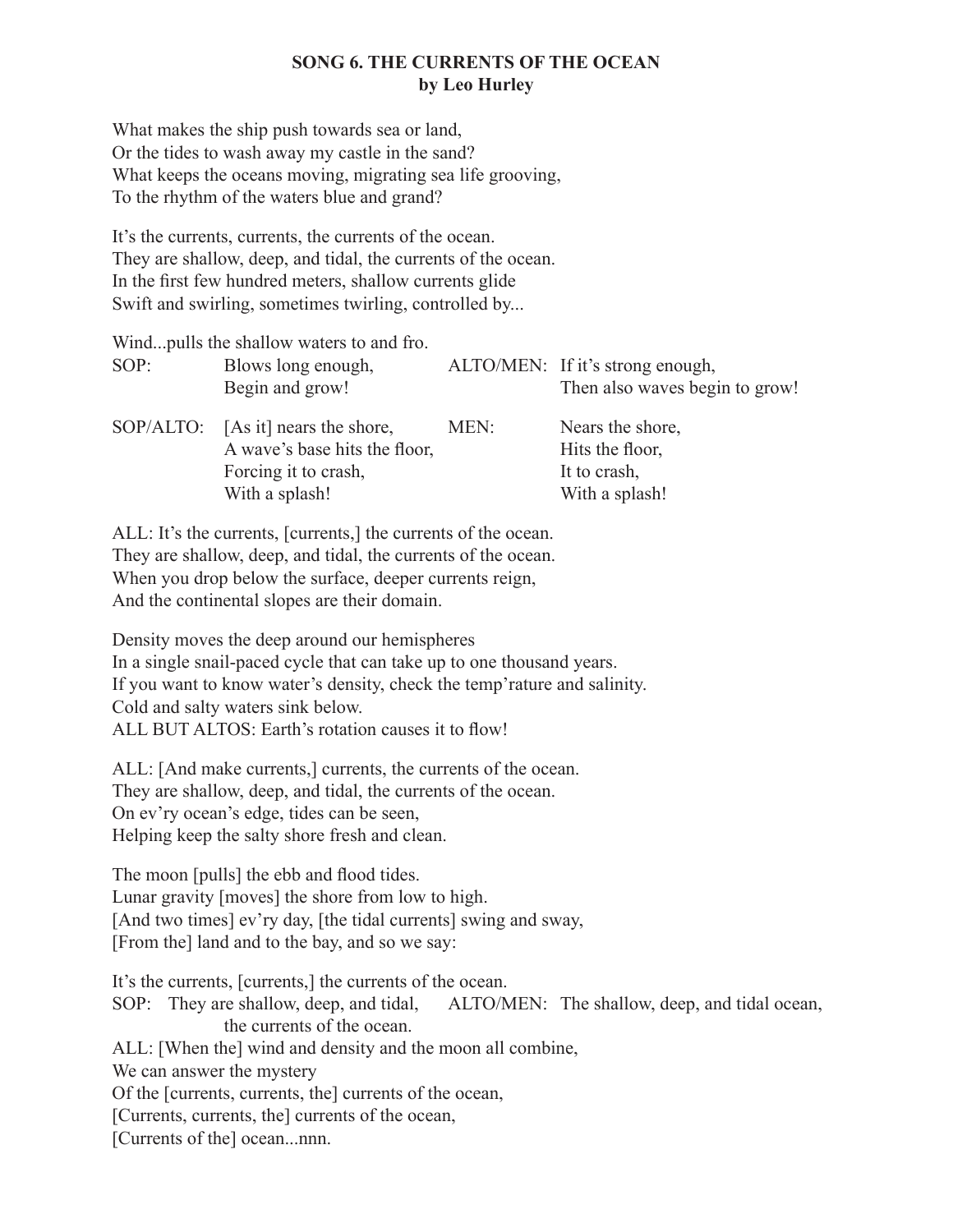**SONG 6. THE CURRENTS OF THE OCEAN**
**by Leo Hurley**

What makes the ship push towards sea or land,
Or the tides to wash away my castle in the sand?
What keeps the oceans moving, migrating sea life grooving,
To the rhythm of the waters blue and grand?

It's the currents, currents, the currents of the ocean.
They are shallow, deep, and tidal, the currents of the ocean.
In the first few hundred meters, shallow currents glide
Swift and swirling, sometimes twirling, controlled by...

Wind...pulls the shallow waters to and fro.

| | | | |
|---|---|---|---|
| SOP: | Blows long enough,<br>Begin and grow! | ALTO/MEN: | If it's strong enough,<br>Then also waves begin to grow! |
| SOP/ALTO: | [As it] nears the shore,<br>A wave's base hits the floor,<br>Forcing it to crash,<br>With a splash! | MEN: | Nears the shore,<br>Hits the floor,<br>It to crash,<br>With a splash! |

ALL: It's the currents, [currents,] the currents of the ocean.
They are shallow, deep, and tidal, the currents of the ocean.
When you drop below the surface, deeper currents reign,
And the continental slopes are their domain.

Density moves the deep around our hemispheres
In a single snail-paced cycle that can take up to one thousand years.
If you want to know water's density, check the temp'rature and salinity.
Cold and salty waters sink below.
ALL BUT ALTOS: Earth's rotation causes it to flow!

ALL: [And make currents,] currents, the currents of the ocean.
They are shallow, deep, and tidal, the currents of the ocean.
On ev'ry ocean's edge, tides can be seen,
Helping keep the salty shore fresh and clean.

The moon [pulls] the ebb and flood tides.
Lunar gravity [moves] the shore from low to high.
[And two times] ev'ry day, [the tidal currents] swing and sway,
[From the] land and to the bay, and so we say:

It's the currents, [currents,] the currents of the ocean.

| | | | |
|---|---|---|---|
| SOP: | They are shallow, deep, and tidal, the currents of the ocean. | ALTO/MEN: | The shallow, deep, and tidal ocean, |

ALL: [When the] wind and density and the moon all combine,
We can answer the mystery
Of the [currents, currents, the] currents of the ocean,
[Currents, currents, the] currents of the ocean,
[Currents of the] ocean...nnn.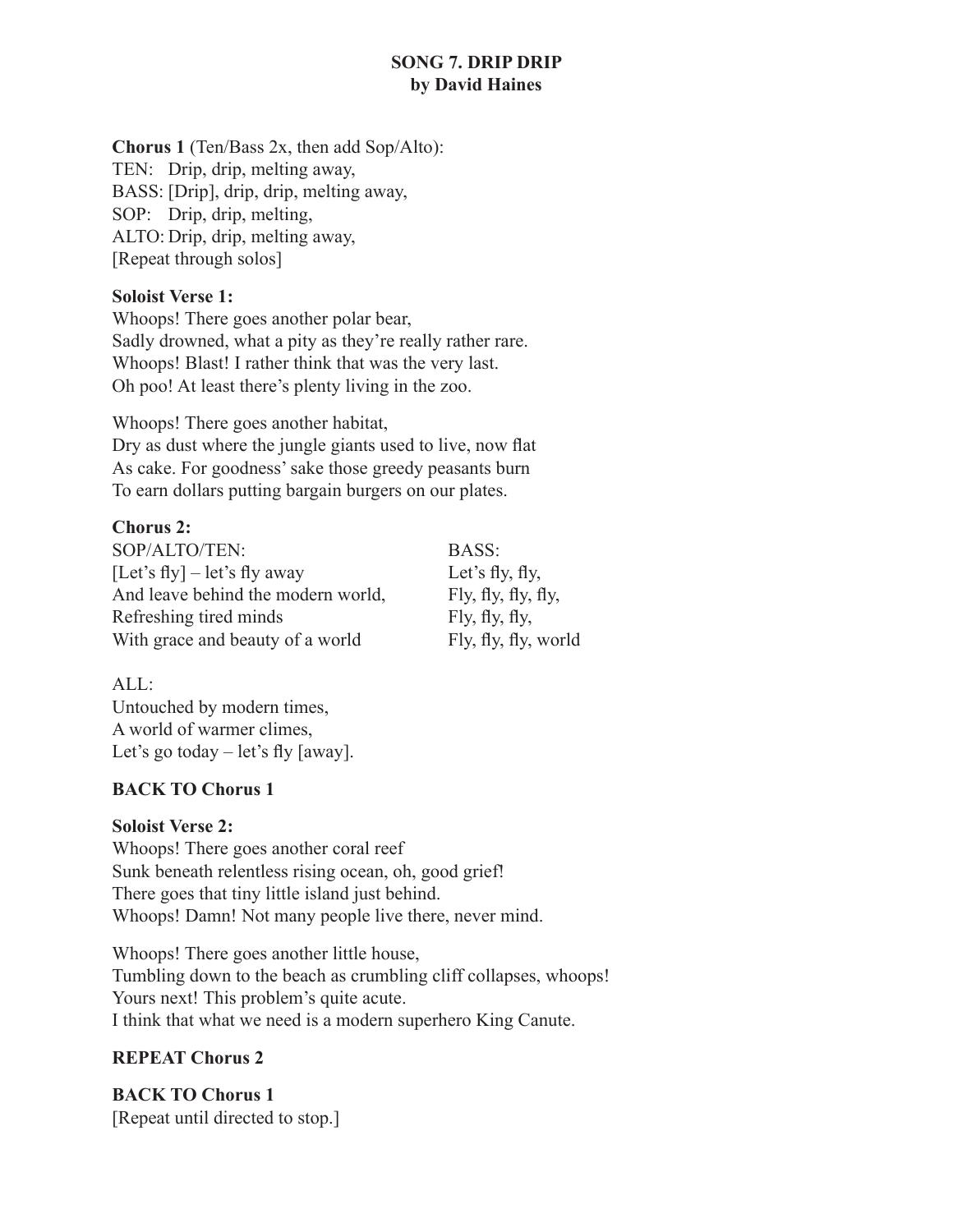# SONG 7. DRIP DRIP
## by David Haines

**Chorus 1** (Ten/Bass 2x, then add Sop/Alto):
TEN: Drip, drip, melting away,
BASS: [Drip], drip, drip, melting away,
SOP: Drip, drip, melting,
ALTO: Drip, drip, melting away,
[Repeat through solos]

**Soloist Verse 1:**
Whoops! There goes another polar bear,
Sadly drowned, what a pity as they're really rather rare.
Whoops! Blast! I rather think that was the very last.
Oh poo! At least there's plenty living in the zoo.

Whoops! There goes another habitat,
Dry as dust where the jungle giants used to live, now flat
As cake. For goodness' sake those greedy peasants burn
To earn dollars putting bargain burgers on our plates.

**Chorus 2:**

| SOP/ALTO/TEN: | BASS: |
|---|---|
| [Let's fly] – let's fly away | Let's fly, fly, |
| And leave behind the modern world, | Fly, fly, fly, fly, |
| Refreshing tired minds | Fly, fly, fly, |
| With grace and beauty of a world | Fly, fly, fly, world |

ALL:
Untouched by modern times,
A world of warmer climes,
Let's go today – let's fly [away].

**BACK TO Chorus 1**

**Soloist Verse 2:**
Whoops! There goes another coral reef
Sunk beneath relentless rising ocean, oh, good grief!
There goes that tiny little island just behind.
Whoops! Damn! Not many people live there, never mind.

Whoops! There goes another little house,
Tumbling down to the beach as crumbling cliff collapses, whoops!
Yours next! This problem's quite acute.
I think that what we need is a modern superhero King Canute.

**REPEAT Chorus 2**

**BACK TO Chorus 1**
[Repeat until directed to stop.]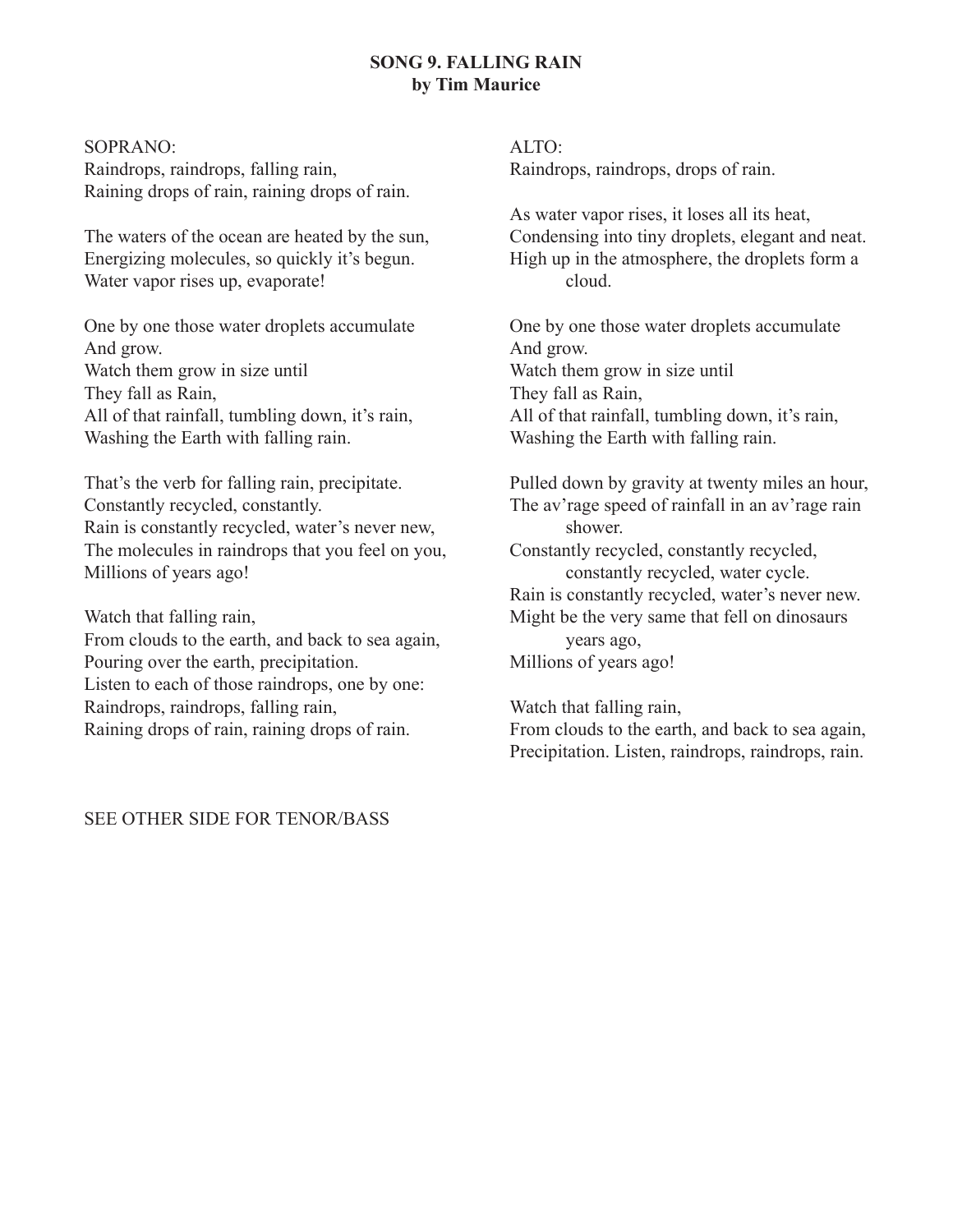**SONG 9. FALLING RAIN**
**by Tim Maurice**

SOPRANO:
Raindrops, raindrops, falling rain,
Raining drops of rain, raining drops of rain.

The waters of the ocean are heated by the sun,
Energizing molecules, so quickly it's begun.
Water vapor rises up, evaporate!

One by one those water droplets accumulate
And grow.
Watch them grow in size until
They fall as Rain,
All of that rainfall, tumbling down, it's rain,
Washing the Earth with falling rain.

That's the verb for falling rain, precipitate.
Constantly recycled, constantly.
Rain is constantly recycled, water's never new,
The molecules in raindrops that you feel on you,
Millions of years ago!

Watch that falling rain,
From clouds to the earth, and back to sea again,
Pouring over the earth, precipitation.
Listen to each of those raindrops, one by one:
Raindrops, raindrops, falling rain,
Raining drops of rain, raining drops of rain.

ALTO:
Raindrops, raindrops, drops of rain.

As water vapor rises, it loses all its heat,
Condensing into tiny droplets, elegant and neat.
High up in the atmosphere, the droplets form a cloud.

One by one those water droplets accumulate
And grow.
Watch them grow in size until
They fall as Rain,
All of that rainfall, tumbling down, it's rain,
Washing the Earth with falling rain.

Pulled down by gravity at twenty miles an hour,
The av'rage speed of rainfall in an av'rage rain shower.
Constantly recycled, constantly recycled, constantly recycled, water cycle.
Rain is constantly recycled, water's never new.
Might be the very same that fell on dinosaurs years ago,
Millions of years ago!

Watch that falling rain,
From clouds to the earth, and back to sea again,
Precipitation. Listen, raindrops, raindrops, rain.

SEE OTHER SIDE FOR TENOR/BASS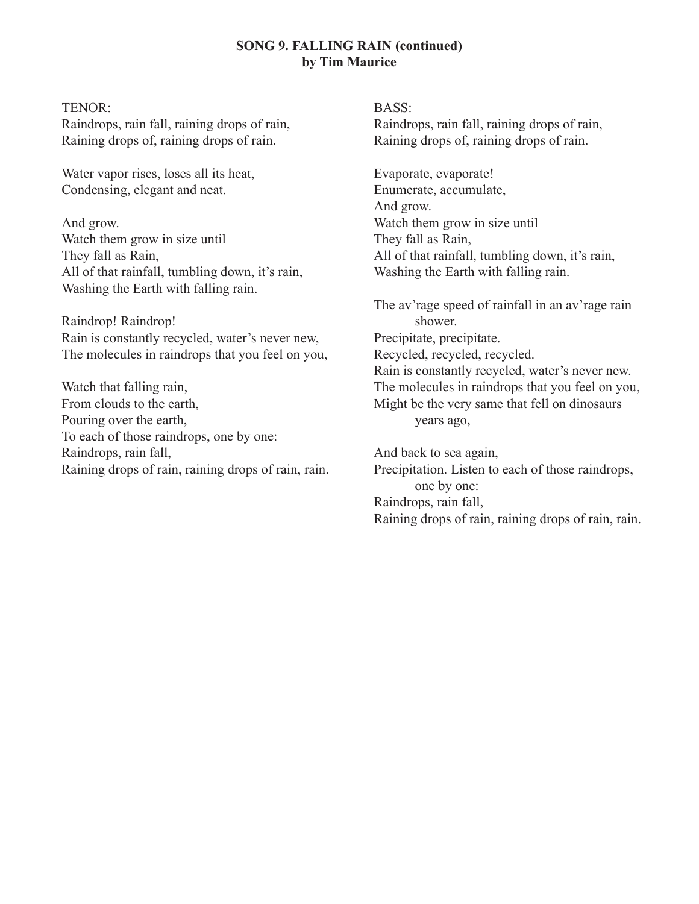**SONG 9. FALLING RAIN (continued)**
**by Tim Maurice**

TENOR:
Raindrops, rain fall, raining drops of rain,
Raining drops of, raining drops of rain.

Water vapor rises, loses all its heat,
Condensing, elegant and neat.

And grow.
Watch them grow in size until
They fall as Rain,
All of that rainfall, tumbling down, it's rain,
Washing the Earth with falling rain.

Raindrop! Raindrop!
Rain is constantly recycled, water's never new,
The molecules in raindrops that you feel on you,

Watch that falling rain,
From clouds to the earth,
Pouring over the earth,
To each of those raindrops, one by one:
Raindrops, rain fall,
Raining drops of rain, raining drops of rain, rain.

BASS:
Raindrops, rain fall, raining drops of rain,
Raining drops of, raining drops of rain.

Evaporate, evaporate!
Enumerate, accumulate,
And grow.
Watch them grow in size until
They fall as Rain,
All of that rainfall, tumbling down, it's rain,
Washing the Earth with falling rain.

The av'rage speed of rainfall in an av'rage rain shower.
Precipitate, precipitate.
Recycled, recycled, recycled.
Rain is constantly recycled, water's never new.
The molecules in raindrops that you feel on you,
Might be the very same that fell on dinosaurs years ago,

And back to sea again,
Precipitation. Listen to each of those raindrops, one by one:
Raindrops, rain fall,
Raining drops of rain, raining drops of rain, rain.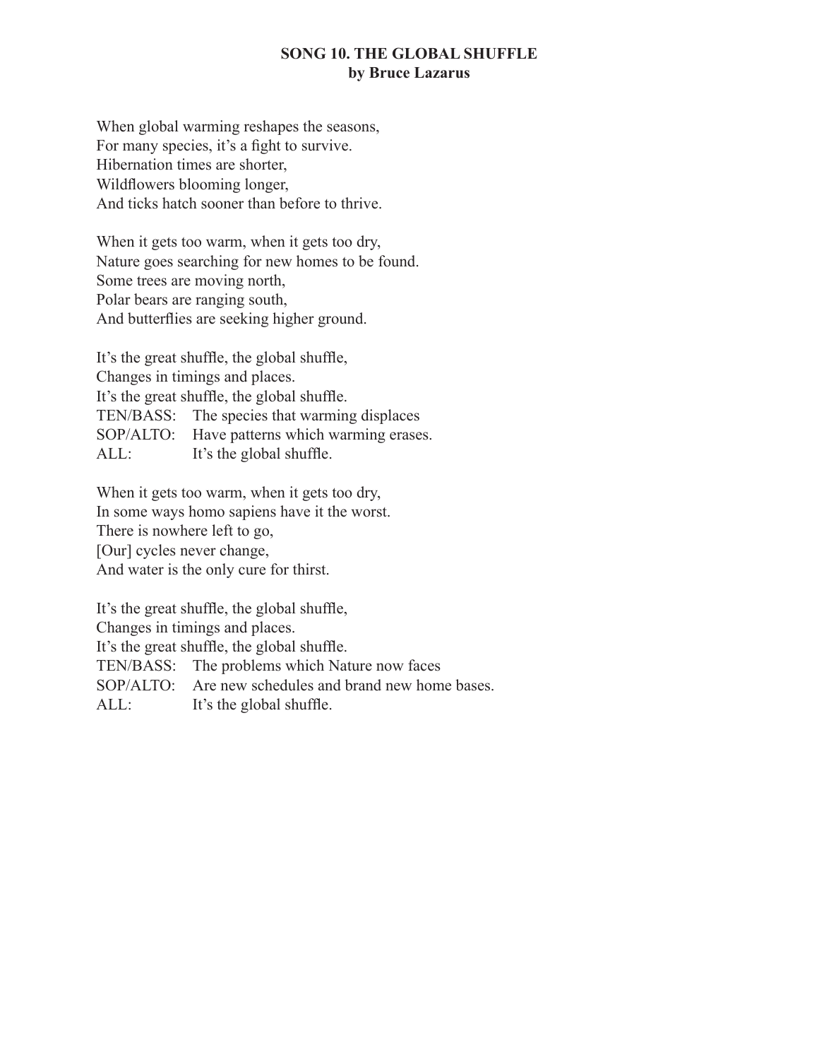**SONG 10. THE GLOBAL SHUFFLE**
**by Bruce Lazarus**

When global warming reshapes the seasons,
For many species, it's a fight to survive.
Hibernation times are shorter,
Wildflowers blooming longer,
And ticks hatch sooner than before to thrive.

When it gets too warm, when it gets too dry,
Nature goes searching for new homes to be found.
Some trees are moving north,
Polar bears are ranging south,
And butterflies are seeking higher ground.

It's the great shuffle, the global shuffle,
Changes in timings and places.
It's the great shuffle, the global shuffle.
TEN/BASS: The species that warming displaces
SOP/ALTO: Have patterns which warming erases.
ALL: It's the global shuffle.

When it gets too warm, when it gets too dry,
In some ways homo sapiens have it the worst.
There is nowhere left to go,
[Our] cycles never change,
And water is the only cure for thirst.

It's the great shuffle, the global shuffle,
Changes in timings and places.
It's the great shuffle, the global shuffle.
TEN/BASS: The problems which Nature now faces
SOP/ALTO: Are new schedules and brand new home bases.
ALL: It's the global shuffle.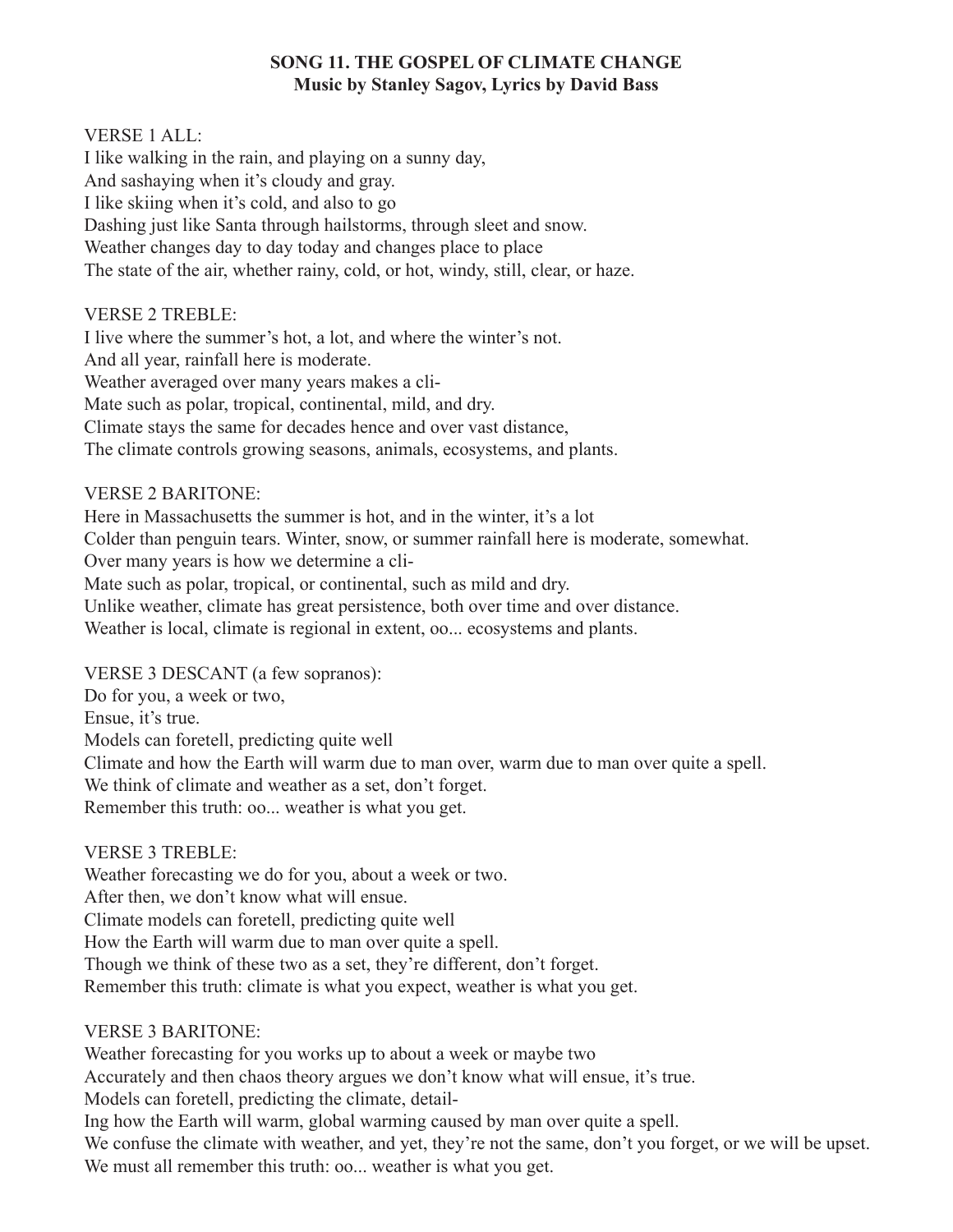**SONG 11. THE GOSPEL OF CLIMATE CHANGE**
**Music by Stanley Sagov, Lyrics by David Bass**

VERSE 1 ALL:
I like walking in the rain, and playing on a sunny day,
And sashaying when it's cloudy and gray.
I like skiing when it's cold, and also to go
Dashing just like Santa through hailstorms, through sleet and snow.
Weather changes day to day today and changes place to place
The state of the air, whether rainy, cold, or hot, windy, still, clear, or haze.

VERSE 2 TREBLE:
I live where the summer's hot, a lot, and where the winter's not.
And all year, rainfall here is moderate.
Weather averaged over many years makes a cli-
Mate such as polar, tropical, continental, mild, and dry.
Climate stays the same for decades hence and over vast distance,
The climate controls growing seasons, animals, ecosystems, and plants.

VERSE 2 BARITONE:
Here in Massachusetts the summer is hot, and in the winter, it's a lot
Colder than penguin tears. Winter, snow, or summer rainfall here is moderate, somewhat.
Over many years is how we determine a cli-
Mate such as polar, tropical, or continental, such as mild and dry.
Unlike weather, climate has great persistence, both over time and over distance.
Weather is local, climate is regional in extent, oo... ecosystems and plants.

VERSE 3 DESCANT (a few sopranos):
Do for you, a week or two,
Ensue, it's true.
Models can foretell, predicting quite well
Climate and how the Earth will warm due to man over, warm due to man over quite a spell.
We think of climate and weather as a set, don't forget.
Remember this truth: oo... weather is what you get.

VERSE 3 TREBLE:
Weather forecasting we do for you, about a week or two.
After then, we don't know what will ensue.
Climate models can foretell, predicting quite well
How the Earth will warm due to man over quite a spell.
Though we think of these two as a set, they're different, don't forget.
Remember this truth: climate is what you expect, weather is what you get.

VERSE 3 BARITONE:
Weather forecasting for you works up to about a week or maybe two
Accurately and then chaos theory argues we don't know what will ensue, it's true.
Models can foretell, predicting the climate, detail-
Ing how the Earth will warm, global warming caused by man over quite a spell.
We confuse the climate with weather, and yet, they're not the same, don't you forget, or we will be upset.
We must all remember this truth: oo... weather is what you get.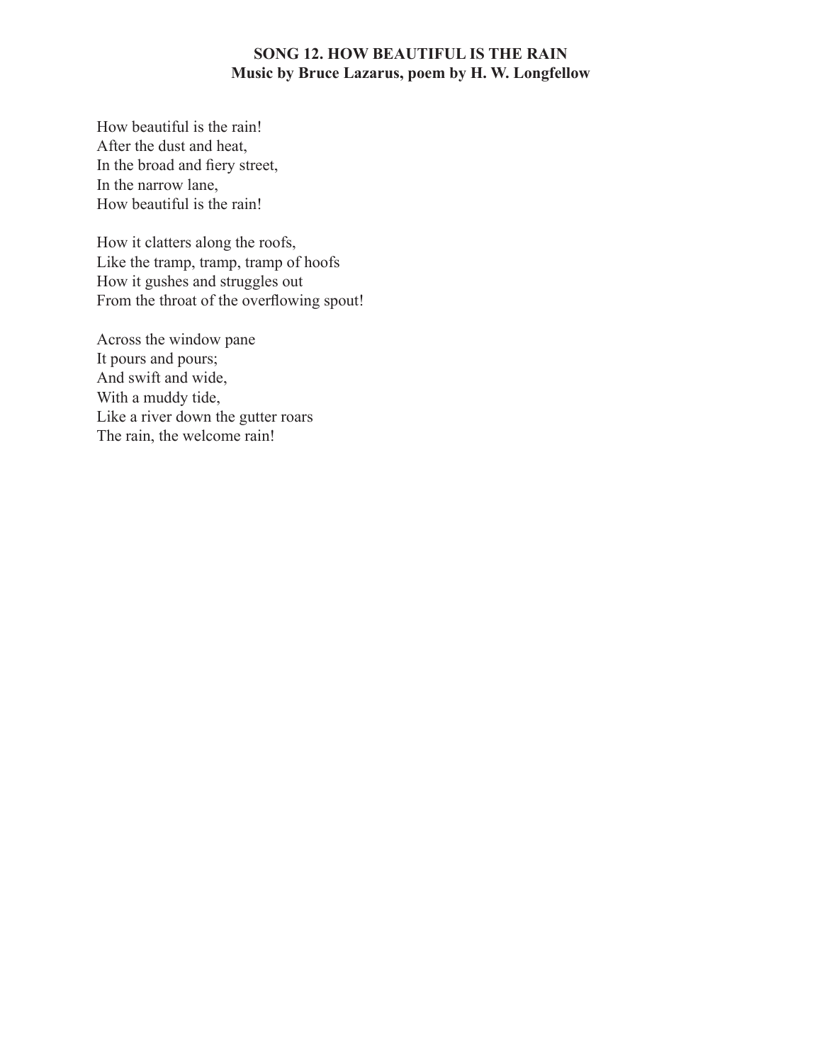# SONG 12. HOW BEAUTIFUL IS THE RAIN
## Music by Bruce Lazarus, poem by H. W. Longfellow

How beautiful is the rain!
After the dust and heat,
In the broad and fiery street,
In the narrow lane,
How beautiful is the rain!

How it clatters along the roofs,
Like the tramp, tramp, tramp of hoofs
How it gushes and struggles out
From the throat of the overflowing spout!

Across the window pane
It pours and pours;
And swift and wide,
With a muddy tide,
Like a river down the gutter roars
The rain, the welcome rain!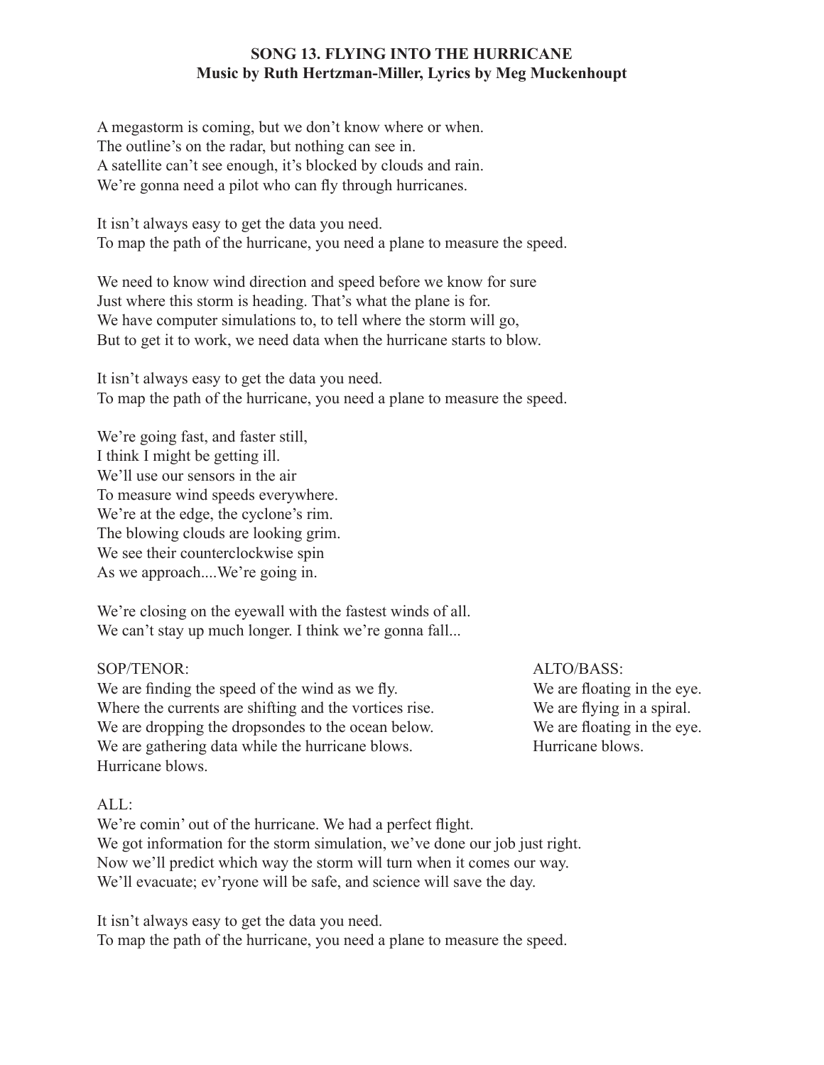## SONG 13. FLYING INTO THE HURRICANE
### Music by Ruth Hertzman-Miller, Lyrics by Meg Muckenhoupt

A megastorm is coming, but we don't know where or when.
The outline's on the radar, but nothing can see in.
A satellite can't see enough, it's blocked by clouds and rain.
We're gonna need a pilot who can fly through hurricanes.

It isn't always easy to get the data you need.
To map the path of the hurricane, you need a plane to measure the speed.

We need to know wind direction and speed before we know for sure
Just where this storm is heading. That's what the plane is for.
We have computer simulations to, to tell where the storm will go,
But to get it to work, we need data when the hurricane starts to blow.

It isn't always easy to get the data you need.
To map the path of the hurricane, you need a plane to measure the speed.

We're going fast, and faster still,
I think I might be getting ill.
We'll use our sensors in the air
To measure wind speeds everywhere.
We're at the edge, the cyclone's rim.
The blowing clouds are looking grim.
We see their counterclockwise spin
As we approach....We're going in.

We're closing on the eyewall with the fastest winds of all.
We can't stay up much longer. I think we're gonna fall...

SOP/TENOR:
We are finding the speed of the wind as we fly.
Where the currents are shifting and the vortices rise.
We are dropping the dropsondes to the ocean below.
We are gathering data while the hurricane blows.
Hurricane blows.

ALTO/BASS:
We are floating in the eye.
We are flying in a spiral.
We are floating in the eye.
Hurricane blows.

ALL:
We're comin' out of the hurricane. We had a perfect flight.
We got information for the storm simulation, we've done our job just right.
Now we'll predict which way the storm will turn when it comes our way.
We'll evacuate; ev'ryone will be safe, and science will save the day.

It isn't always easy to get the data you need.
To map the path of the hurricane, you need a plane to measure the speed.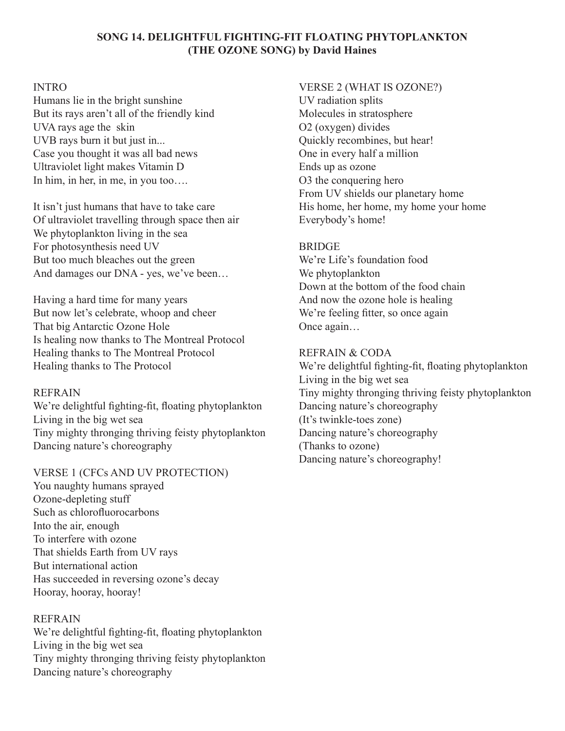# SONG 14. DELIGHTFUL FIGHTING-FIT FLOATING PHYTOPLANKTON (THE OZONE SONG) by David Haines

INTRO
Humans lie in the bright sunshine
But its rays aren't all of the friendly kind
UVA rays age the skin
UVB rays burn it but just in...
Case you thought it was all bad news
Ultraviolet light makes Vitamin D
In him, in her, in me, in you too….

It isn't just humans that have to take care
Of ultraviolet travelling through space then air
We phytoplankton living in the sea
For photosynthesis need UV
But too much bleaches out the green
And damages our DNA - yes, we've been…

Having a hard time for many years
But now let's celebrate, whoop and cheer
That big Antarctic Ozone Hole
Is healing now thanks to The Montreal Protocol
Healing thanks to The Montreal Protocol
Healing thanks to The Protocol

REFRAIN
We're delightful fighting-fit, floating phytoplankton
Living in the big wet sea
Tiny mighty thronging thriving feisty phytoplankton
Dancing nature's choreography

VERSE 1 (CFCs AND UV PROTECTION)
You naughty humans sprayed
Ozone-depleting stuff
Such as chlorofluorocarbons
Into the air, enough
To interfere with ozone
That shields Earth from UV rays
But international action
Has succeeded in reversing ozone's decay
Hooray, hooray, hooray!

REFRAIN
We're delightful fighting-fit, floating phytoplankton
Living in the big wet sea
Tiny mighty thronging thriving feisty phytoplankton
Dancing nature's choreography

VERSE 2 (WHAT IS OZONE?)
UV radiation splits
Molecules in stratosphere
$O_2$ (oxygen) divides
Quickly recombines, but hear!
One in every half a million
Ends up as ozone
$O_3$ the conquering hero
From UV shields our planetary home
His home, her home, my home your home
Everybody's home!

BRIDGE
We're Life's foundation food
We phytoplankton
Down at the bottom of the food chain
And now the ozone hole is healing
We're feeling fitter, so once again
Once again…

REFRAIN & CODA
We're delightful fighting-fit, floating phytoplankton
Living in the big wet sea
Tiny mighty thronging thriving feisty phytoplankton
Dancing nature's choreography
(It's twinkle-toes zone)
Dancing nature's choreography
(Thanks to ozone)
Dancing nature's choreography!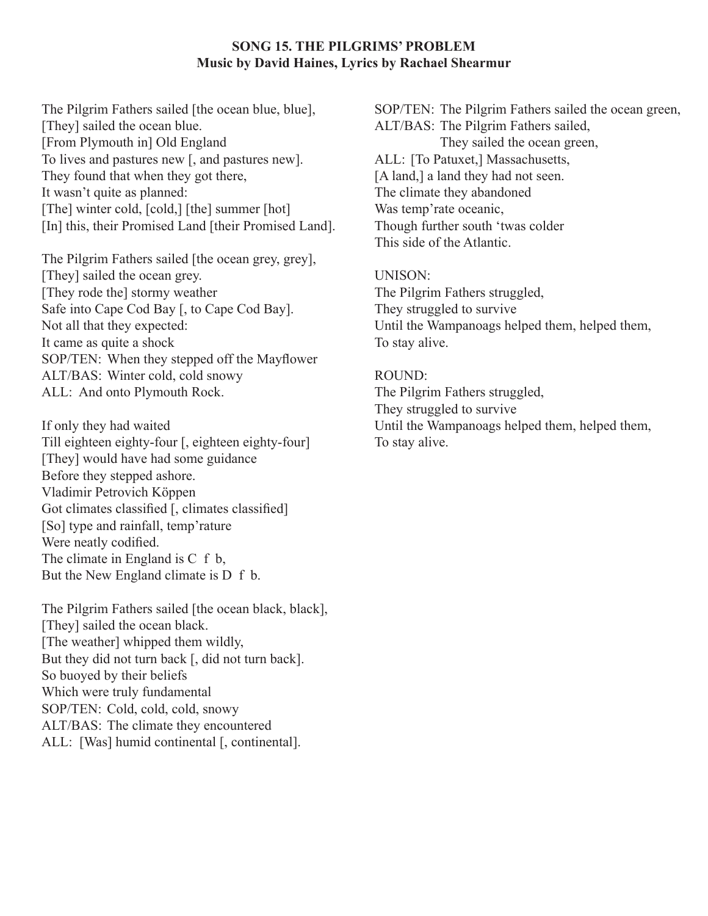**SONG 15. THE PILGRIMS' PROBLEM**
**Music by David Haines, Lyrics by Rachael Shearmur**

The Pilgrim Fathers sailed [the ocean blue, blue],
[They] sailed the ocean blue.
[From Plymouth in] Old England
To lives and pastures new [, and pastures new].
They found that when they got there,
It wasn't quite as planned:
[The] winter cold, [cold,] [the] summer [hot]
[In] this, their Promised Land [their Promised Land].

The Pilgrim Fathers sailed [the ocean grey, grey],
[They] sailed the ocean grey.
[They rode the] stormy weather
Safe into Cape Cod Bay [, to Cape Cod Bay].
Not all that they expected:
It came as quite a shock
SOP/TEN: When they stepped off the Mayflower
ALT/BAS: Winter cold, cold snowy
ALL: And onto Plymouth Rock.

If only they had waited
Till eighteen eighty-four [, eighteen eighty-four]
[They] would have had some guidance
Before they stepped ashore.
Vladimir Petrovich Köppen
Got climates classified [, climates classified]
[So] type and rainfall, temp'rature
Were neatly codified.
The climate in England is C f b,
But the New England climate is D f b.

The Pilgrim Fathers sailed [the ocean black, black],
[They] sailed the ocean black.
[The weather] whipped them wildly,
But they did not turn back [, did not turn back].
So buoyed by their beliefs
Which were truly fundamental
SOP/TEN: Cold, cold, cold, snowy
ALT/BAS: The climate they encountered
ALL: [Was] humid continental [, continental].

SOP/TEN: The Pilgrim Fathers sailed the ocean green,
ALT/BAS: The Pilgrim Fathers sailed,
They sailed the ocean green,
ALL: [To Patuxet,] Massachusetts,
[A land,] a land they had not seen.
The climate they abandoned
Was temp'rate oceanic,
Though further south 'twas colder
This side of the Atlantic.

UNISON:
The Pilgrim Fathers struggled,
They struggled to survive
Until the Wampanoags helped them, helped them,
To stay alive.

ROUND:
The Pilgrim Fathers struggled,
They struggled to survive
Until the Wampanoags helped them, helped them,
To stay alive.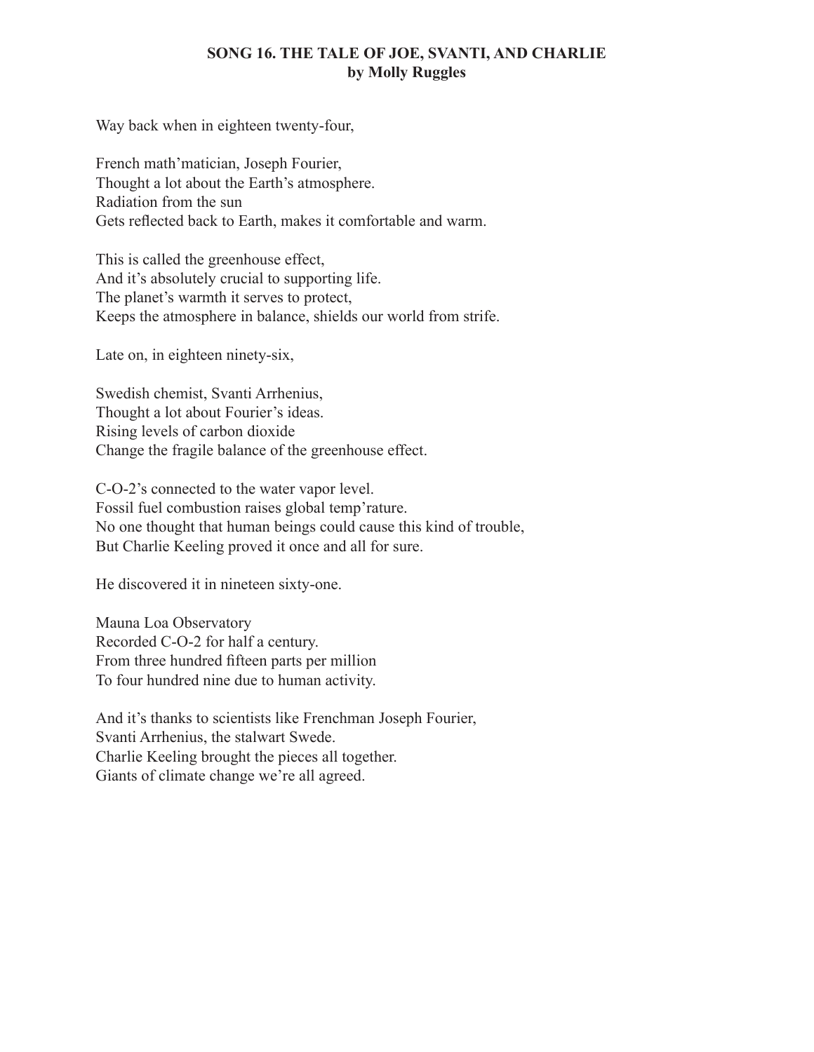## SONG 16. THE TALE OF JOE, SVANTI, AND CHARLIE
**by Molly Ruggles**

Way back when in eighteen twenty-four,

French math'matician, Joseph Fourier,
Thought a lot about the Earth's atmosphere.
Radiation from the sun
Gets reflected back to Earth, makes it comfortable and warm.

This is called the greenhouse effect,
And it's absolutely crucial to supporting life.
The planet's warmth it serves to protect,
Keeps the atmosphere in balance, shields our world from strife.

Late on, in eighteen ninety-six,

Swedish chemist, Svanti Arrhenius,
Thought a lot about Fourier's ideas.
Rising levels of carbon dioxide
Change the fragile balance of the greenhouse effect.

C-O-2's connected to the water vapor level.
Fossil fuel combustion raises global temp'rature.
No one thought that human beings could cause this kind of trouble,
But Charlie Keeling proved it once and all for sure.

He discovered it in nineteen sixty-one.

Mauna Loa Observatory
Recorded C-O-2 for half a century.
From three hundred fifteen parts per million
To four hundred nine due to human activity.

And it's thanks to scientists like Frenchman Joseph Fourier,
Svanti Arrhenius, the stalwart Swede.
Charlie Keeling brought the pieces all together.
Giants of climate change we're all agreed.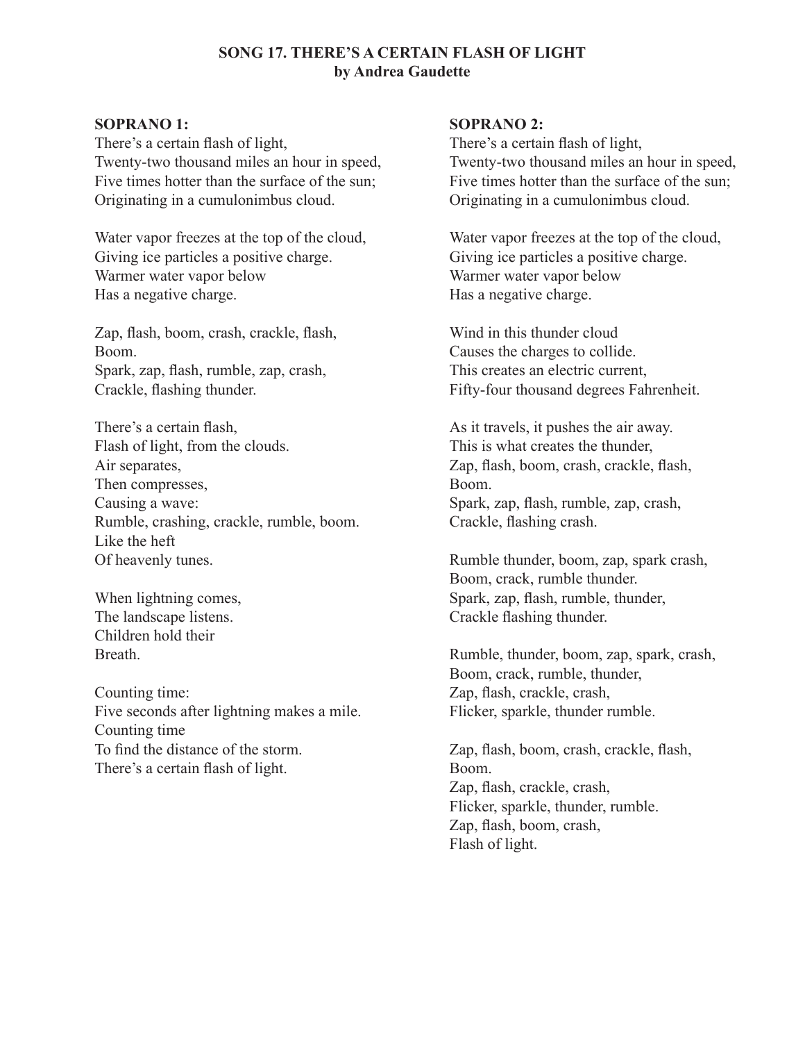**SONG 17. THERE'S A CERTAIN FLASH OF LIGHT**
**by Andrea Gaudette**

**SOPRANO 1:**

There's a certain flash of light,
Twenty-two thousand miles an hour in speed,
Five times hotter than the surface of the sun;
Originating in a cumulonimbus cloud.

Water vapor freezes at the top of the cloud,
Giving ice particles a positive charge.
Warmer water vapor below
Has a negative charge.

Zap, flash, boom, crash, crackle, flash,
Boom.
Spark, zap, flash, rumble, zap, crash,
Crackle, flashing thunder.

There's a certain flash,
Flash of light, from the clouds.
Air separates,
Then compresses,
Causing a wave:
Rumble, crashing, crackle, rumble, boom.
Like the heft
Of heavenly tunes.

When lightning comes,
The landscape listens.
Children hold their
Breath.

Counting time:
Five seconds after lightning makes a mile.
Counting time
To find the distance of the storm.
There's a certain flash of light.

**SOPRANO 2:**

There's a certain flash of light,
Twenty-two thousand miles an hour in speed,
Five times hotter than the surface of the sun;
Originating in a cumulonimbus cloud.

Water vapor freezes at the top of the cloud,
Giving ice particles a positive charge.
Warmer water vapor below
Has a negative charge.

Wind in this thunder cloud
Causes the charges to collide.
This creates an electric current,
Fifty-four thousand degrees Fahrenheit.

As it travels, it pushes the air away.
This is what creates the thunder,
Zap, flash, boom, crash, crackle, flash,
Boom.
Spark, zap, flash, rumble, zap, crash,
Crackle, flashing crash.

Rumble thunder, boom, zap, spark crash,
Boom, crack, rumble thunder.
Spark, zap, flash, rumble, thunder,
Crackle flashing thunder.

Rumble, thunder, boom, zap, spark, crash,
Boom, crack, rumble, thunder,
Zap, flash, crackle, crash,
Flicker, sparkle, thunder rumble.

Zap, flash, boom, crash, crackle, flash,
Boom.
Zap, flash, crackle, crash,
Flicker, sparkle, thunder, rumble.
Zap, flash, boom, crash,
Flash of light.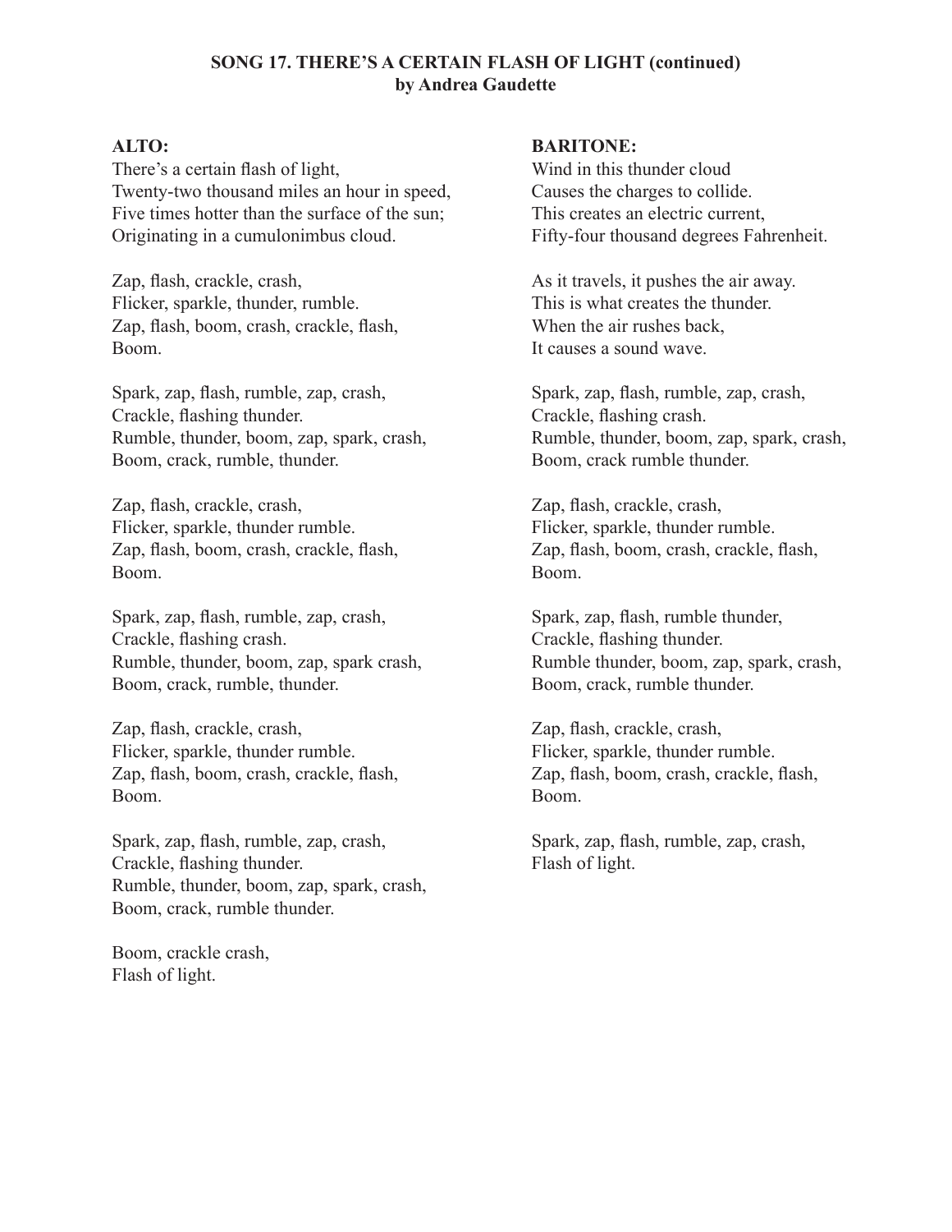**SONG 17. THERE'S A CERTAIN FLASH OF LIGHT (continued)**
**by Andrea Gaudette**

**ALTO:**

There's a certain flash of light,
Twenty-two thousand miles an hour in speed,
Five times hotter than the surface of the sun;
Originating in a cumulonimbus cloud.

Zap, flash, crackle, crash,
Flicker, sparkle, thunder, rumble.
Zap, flash, boom, crash, crackle, flash,
Boom.

Spark, zap, flash, rumble, zap, crash,
Crackle, flashing thunder.
Rumble, thunder, boom, zap, spark, crash,
Boom, crack, rumble, thunder.

Zap, flash, crackle, crash,
Flicker, sparkle, thunder rumble.
Zap, flash, boom, crash, crackle, flash,
Boom.

Spark, zap, flash, rumble, zap, crash,
Crackle, flashing crash.
Rumble, thunder, boom, zap, spark crash,
Boom, crack, rumble, thunder.

Zap, flash, crackle, crash,
Flicker, sparkle, thunder rumble.
Zap, flash, boom, crash, crackle, flash,
Boom.

Spark, zap, flash, rumble, zap, crash,
Crackle, flashing thunder.
Rumble, thunder, boom, zap, spark, crash,
Boom, crack, rumble thunder.

Boom, crackle crash,
Flash of light.

**BARITONE:**

Wind in this thunder cloud
Causes the charges to collide.
This creates an electric current,
Fifty-four thousand degrees Fahrenheit.

As it travels, it pushes the air away.
This is what creates the thunder.
When the air rushes back,
It causes a sound wave.

Spark, zap, flash, rumble, zap, crash,
Crackle, flashing crash.
Rumble, thunder, boom, zap, spark, crash,
Boom, crack rumble thunder.

Zap, flash, crackle, crash,
Flicker, sparkle, thunder rumble.
Zap, flash, boom, crash, crackle, flash,
Boom.

Spark, zap, flash, rumble thunder,
Crackle, flashing thunder.
Rumble thunder, boom, zap, spark, crash,
Boom, crack, rumble thunder.

Zap, flash, crackle, crash,
Flicker, sparkle, thunder rumble.
Zap, flash, boom, crash, crackle, flash,
Boom.

Spark, zap, flash, rumble, zap, crash,
Flash of light.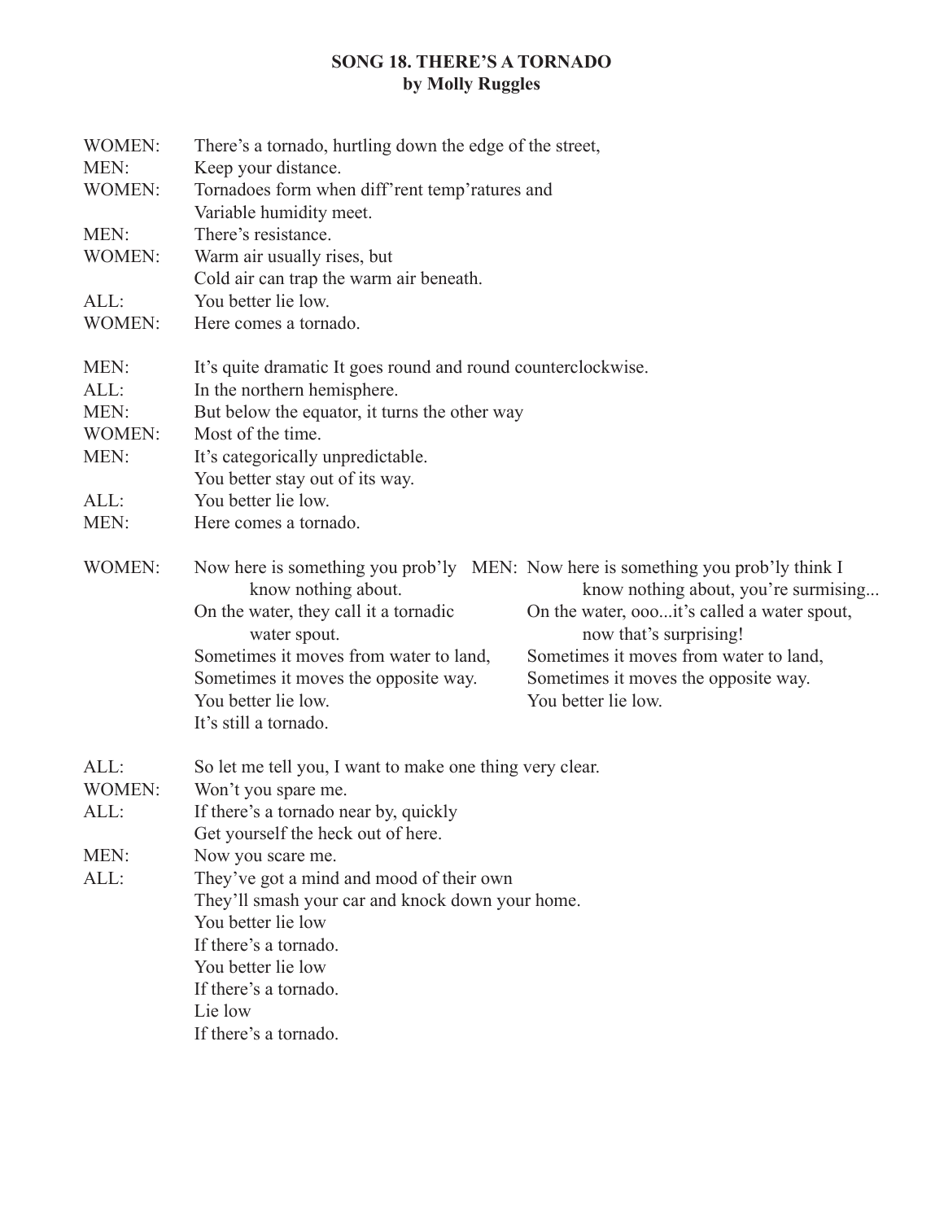**SONG 18. THERE'S A TORNADO**
**by Molly Ruggles**

WOMEN: There's a tornado, hurtling down the edge of the street,
MEN: Keep your distance.
WOMEN: Tornadoes form when diff'rent temp'ratures and
Variable humidity meet.
MEN: There's resistance.
WOMEN: Warm air usually rises, but
Cold air can trap the warm air beneath.
ALL: You better lie low.
WOMEN: Here comes a tornado.

MEN: It's quite dramatic It goes round and round counterclockwise.
ALL: In the northern hemisphere.
MEN: But below the equator, it turns the other way
WOMEN: Most of the time.
MEN: It's categorically unpredictable.
You better stay out of its way.
ALL: You better lie low.
MEN: Here comes a tornado.

WOMEN: Now here is something you prob'ly know nothing about.
On the water, they call it a tornadic water spout.
Sometimes it moves from water to land,
Sometimes it moves the opposite way.
You better lie low.
It's still a tornado.

MEN: Now here is something you prob'ly think I know nothing about, you're surmising...
On the water, ooo...it's called a water spout, now that's surprising!
Sometimes it moves from water to land,
Sometimes it moves the opposite way.
You better lie low.

ALL: So let me tell you, I want to make one thing very clear.
WOMEN: Won't you spare me.
ALL: If there's a tornado near by, quickly
Get yourself the heck out of here.
MEN: Now you scare me.
ALL: They've got a mind and mood of their own
They'll smash your car and knock down your home.
You better lie low
If there's a tornado.
You better lie low
If there's a tornado.
Lie low
If there's a tornado.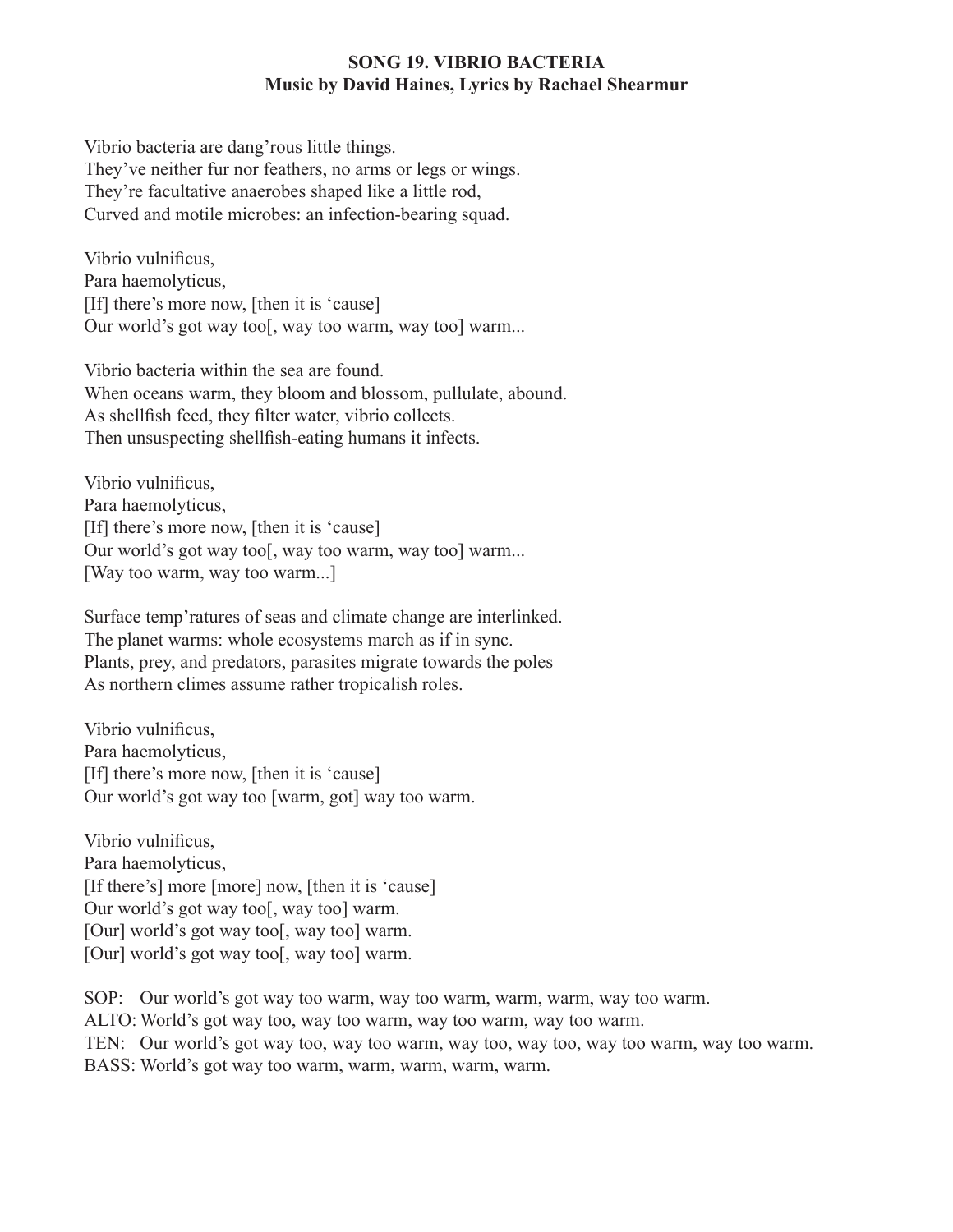# SONG 19. VIBRIO BACTERIA
**Music by David Haines, Lyrics by Rachael Shearmur**

Vibrio bacteria are dang'rous little things.
They've neither fur nor feathers, no arms or legs or wings.
They're facultative anaerobes shaped like a little rod,
Curved and motile microbes: an infection-bearing squad.

Vibrio vulnificus,
Para haemolyticus,
[If] there's more now, [then it is 'cause]
Our world's got way too[, way too warm, way too] warm...

Vibrio bacteria within the sea are found.
When oceans warm, they bloom and blossom, pullulate, abound.
As shellfish feed, they filter water, vibrio collects.
Then unsuspecting shellfish-eating humans it infects.

Vibrio vulnificus,
Para haemolyticus,
[If] there's more now, [then it is 'cause]
Our world's got way too[, way too warm, way too] warm...
[Way too warm, way too warm...]

Surface temp'ratures of seas and climate change are interlinked.
The planet warms: whole ecosystems march as if in sync.
Plants, prey, and predators, parasites migrate towards the poles
As northern climes assume rather tropicalish roles.

Vibrio vulnificus,
Para haemolyticus,
[If] there's more now, [then it is 'cause]
Our world's got way too [warm, got] way too warm.

Vibrio vulnificus,
Para haemolyticus,
[If there's] more [more] now, [then it is 'cause]
Our world's got way too[, way too] warm.
[Our] world's got way too[, way too] warm.
[Our] world's got way too[, way too] warm.

SOP: Our world's got way too warm, way too warm, warm, warm, way too warm.
ALTO: World's got way too, way too warm, way too warm, way too warm.
TEN: Our world's got way too, way too warm, way too, way too, way too warm, way too warm.
BASS: World's got way too warm, warm, warm, warm, warm.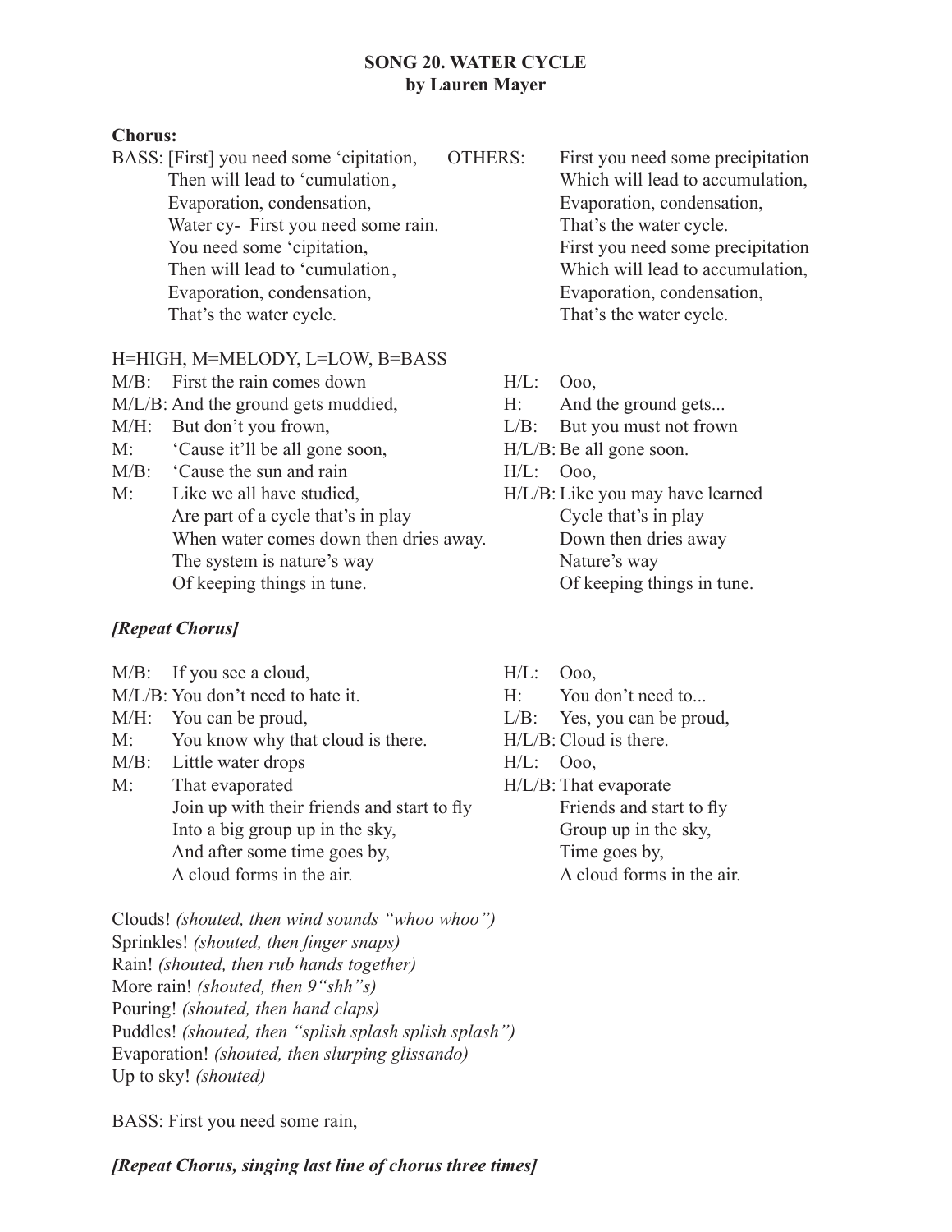**SONG 20. WATER CYCLE**
**by Lauren Mayer**

**Chorus:**

| BASS: | OTHERS: |
|---|---|
| [First] you need some ‘cipitation, | First you need some precipitation |
| Then will lead to ‘cumulation, | Which will lead to accumulation, |
| Evaporation, condensation, | Evaporation, condensation, |
| Water cy- First you need some rain. | That’s the water cycle. |
| You need some ‘cipitation, | First you need some precipitation |
| Then will lead to ‘cumulation, | Which will lead to accumulation, |
| Evaporation, condensation, | Evaporation, condensation, |
| That’s the water cycle. | That’s the water cycle. |

H=HIGH, M=MELODY, L=LOW, B=BASS

| | | | |
|---|---|---|---|
| M/B: | First the rain comes down | H/L: | Ooo, |
| M/L/B: | And the ground gets muddied, | H: | And the ground gets... |
| M/H: | But don’t you frown, | L/B: | But you must not frown |
| M: | ‘Cause it’ll be all gone soon, | H/L/B: | Be all gone soon. |
| M/B: | ‘Cause the sun and rain | H/L: | Ooo, |
| M: | Like we all have studied, | H/L/B: | Like you may have learned |
| | Are part of a cycle that’s in play | | Cycle that’s in play |
| | When water comes down then dries away. | | Down then dries away |
| | The system is nature’s way | | Nature’s way |
| | Of keeping things in tune. | | Of keeping things in tune. |

***[Repeat Chorus]***

| | | | |
|---|---|---|---|
| M/B: | If you see a cloud, | H/L: | Ooo, |
| M/L/B: | You don’t need to hate it. | H: | You don’t need to... |
| M/H: | You can be proud, | L/B: | Yes, you can be proud, |
| M: | You know why that cloud is there. | H/L/B: | Cloud is there. |
| M/B: | Little water drops | H/L: | Ooo, |
| M: | That evaporated | H/L/B: | That evaporate |
| | Join up with their friends and start to fly | | Friends and start to fly |
| | Into a big group up in the sky, | | Group up in the sky, |
| | And after some time goes by, | | Time goes by, |
| | A cloud forms in the air. | | A cloud forms in the air. |

Clouds! *(shouted, then wind sounds “whoo whoo”)*
Sprinkles! *(shouted, then finger snaps)*
Rain! *(shouted, then rub hands together)*
More rain! *(shouted, then 9“shh”s)*
Pouring! *(shouted, then hand claps)*
Puddles! *(shouted, then “splish splash splish splash”)*
Evaporation! *(shouted, then slurping glissando)*
Up to sky! *(shouted)*

BASS: First you need some rain,

***[Repeat Chorus, singing last line of chorus three times]***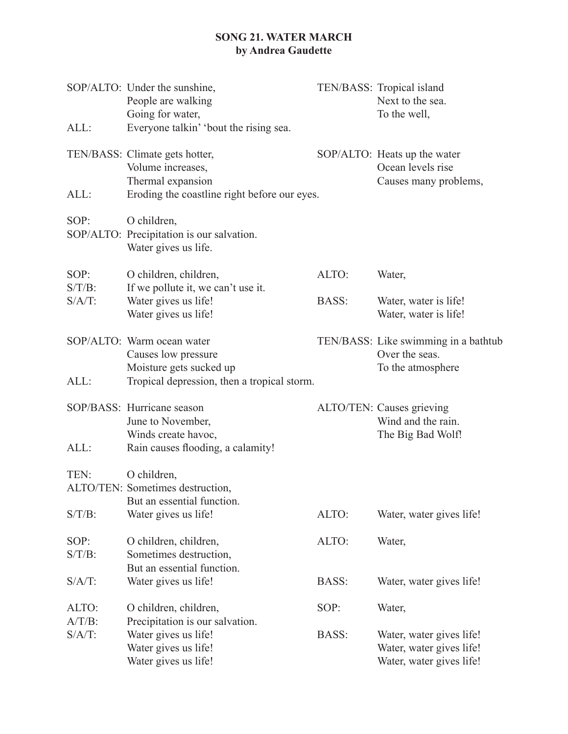**SONG 21. WATER MARCH**
**by Andrea Gaudette**

| | | | |
|---|---|---|---|
| SOP/ALTO: | Under the sunshine, | TEN/BASS: | Tropical island |
| | People are walking | | Next to the sea. |
| | Going for water, | | To the well, |
| ALL: | Everyone talkin' 'bout the rising sea. | | |
| | | | |
| TEN/BASS: | Climate gets hotter, | SOP/ALTO: | Heats up the water |
| | Volume increases, | | Ocean levels rise |
| | Thermal expansion | | Causes many problems, |
| ALL: | Eroding the coastline right before our eyes. | | |
| | | | |
| SOP: | O children, | | |
| SOP/ALTO: | Precipitation is our salvation. | | |
| | Water gives us life. | | |
| | | | |
| SOP: | O children, children, | ALTO: | Water, |
| S/T/B: | If we pollute it, we can't use it. | | |
| S/A/T: | Water gives us life! | BASS: | Water, water is life! |
| | Water gives us life! | | Water, water is life! |
| | | | |
| SOP/ALTO: | Warm ocean water | TEN/BASS: | Like swimming in a bathtub |
| | Causes low pressure | | Over the seas. |
| | Moisture gets sucked up | | To the atmosphere |
| ALL: | Tropical depression, then a tropical storm. | | |
| | | | |
| SOP/BASS: | Hurricane season | ALTO/TEN: | Causes grieving |
| | June to November, | | Wind and the rain. |
| | Winds create havoc, | | The Big Bad Wolf! |
| ALL: | Rain causes flooding, a calamity! | | |
| | | | |
| TEN: | O children, | | |
| ALTO/TEN: | Sometimes destruction, | | |
| | But an essential function. | | |
| S/T/B: | Water gives us life! | ALTO: | Water, water gives life! |
| | | | |
| SOP: | O children, children, | ALTO: | Water, |
| S/T/B: | Sometimes destruction, | | |
| | But an essential function. | | |
| S/A/T: | Water gives us life! | BASS: | Water, water gives life! |
| | | | |
| ALTO: | O children, children, | SOP: | Water, |
| A/T/B: | Precipitation is our salvation. | | |
| S/A/T: | Water gives us life! | BASS: | Water, water gives life! |
| | Water gives us life! | | Water, water gives life! |
| | Water gives us life! | | Water, water gives life! |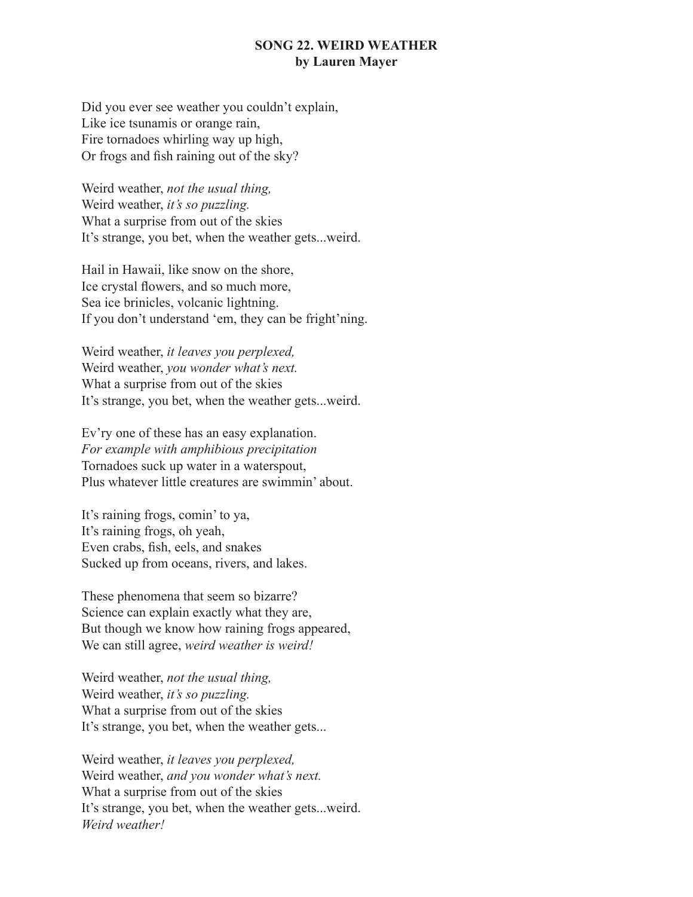# SONG 22. WEIRD WEATHER
## by Lauren Mayer

Did you ever see weather you couldn't explain,
Like ice tsunamis or orange rain,
Fire tornadoes whirling way up high,
Or frogs and fish raining out of the sky?

Weird weather, *not the usual thing,*
Weird weather, *it's so puzzling.*
What a surprise from out of the skies
It's strange, you bet, when the weather gets...weird.

Hail in Hawaii, like snow on the shore,
Ice crystal flowers, and so much more,
Sea ice brinicles, volcanic lightning.
If you don't understand 'em, they can be fright'ning.

Weird weather, *it leaves you perplexed,*
Weird weather, *you wonder what's next.*
What a surprise from out of the skies
It's strange, you bet, when the weather gets...weird.

Ev'ry one of these has an easy explanation.
*For example with amphibious precipitation*
Tornadoes suck up water in a waterspout,
Plus whatever little creatures are swimmin' about.

It's raining frogs, comin' to ya,
It's raining frogs, oh yeah,
Even crabs, fish, eels, and snakes
Sucked up from oceans, rivers, and lakes.

These phenomena that seem so bizarre?
Science can explain exactly what they are,
But though we know how raining frogs appeared,
We can still agree, *weird weather is weird!*

Weird weather, *not the usual thing,*
Weird weather, *it's so puzzling.*
What a surprise from out of the skies
It's strange, you bet, when the weather gets...

Weird weather, *it leaves you perplexed,*
Weird weather, *and you wonder what's next.*
What a surprise from out of the skies
It's strange, you bet, when the weather gets...weird.
*Weird weather!*